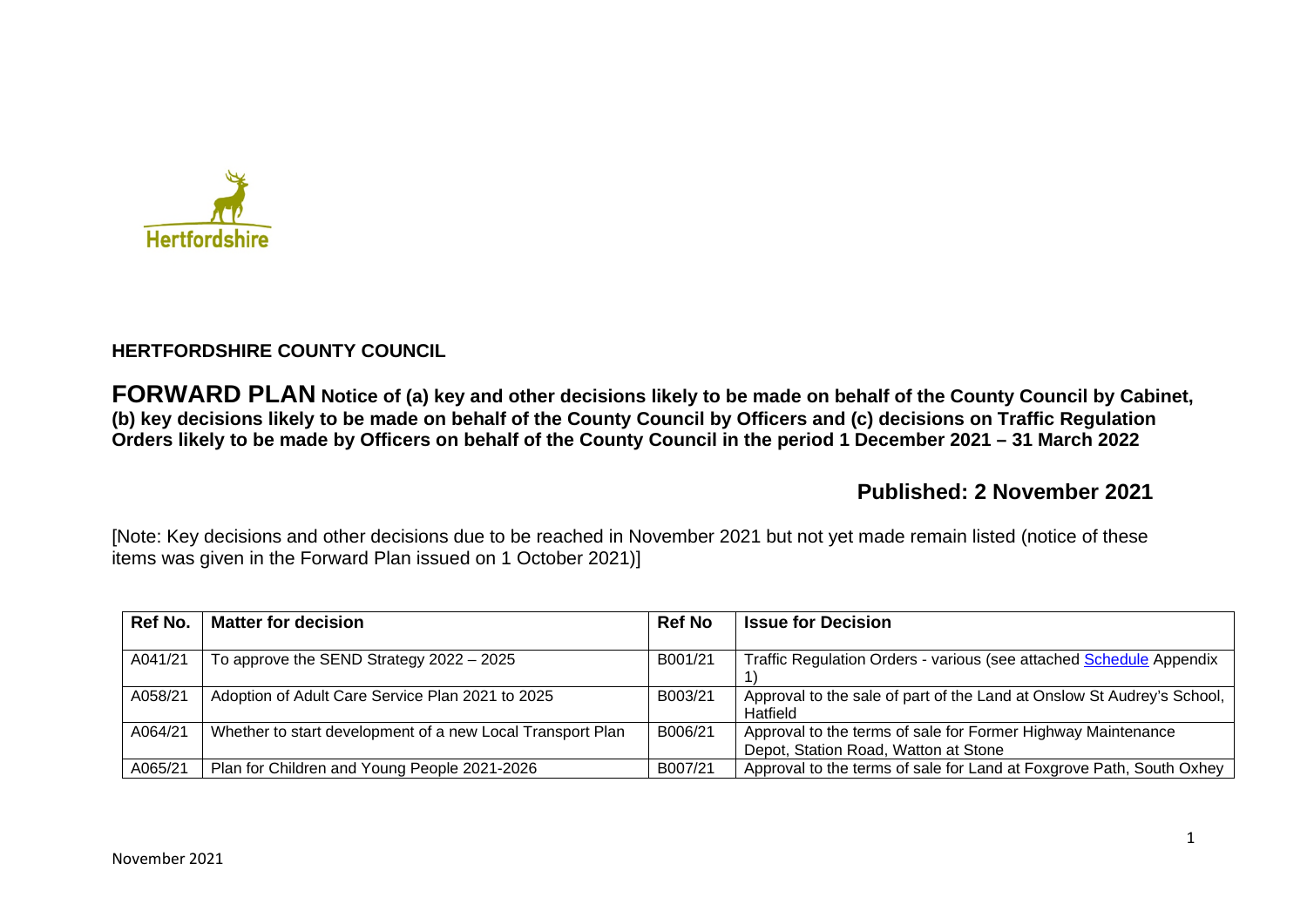Hertfordshire

**HERTFORDSHIRE COUNTY COUNCIL**

**FORWARD PLAN Notice of (a) key and other decisions likely to be made on behalf of the County Council by Cabinet, (b) key decisions likely to be made on behalf of the County Council by Officers and (c) decisions on Traffic Regulation Orders likely to be made by Officers on behalf of the County Council in the period 1 December 2021 – 31 March 2022**

## Published: 2 November 2021

[Note: Key decisions and other decisions due to be reached in November 2021 but not yet made remain listed (notice of these items was given in the Forward Plan issued on 1 October 2021)]

| Ref No. | Matter for decision | Ref No | Issue for Decision |
|---|---|---|---|
| A041/21 | To approve the SEND Strategy 2022 – 2025 | B001/21 | Traffic Regulation Orders - various (see attached Schedule Appendix 1) |
| A058/21 | Adoption of Adult Care Service Plan 2021 to 2025 | B003/21 | Approval to the sale of part of the Land at Onslow St Audrey's School, Hatfield |
| A064/21 | Whether to start development of a new Local Transport Plan | B006/21 | Approval to the terms of sale for Former Highway Maintenance Depot, Station Road, Watton at Stone |
| A065/21 | Plan for Children and Young People 2021-2026 | B007/21 | Approval to the terms of sale for Land at Foxgrove Path, South Oxhey |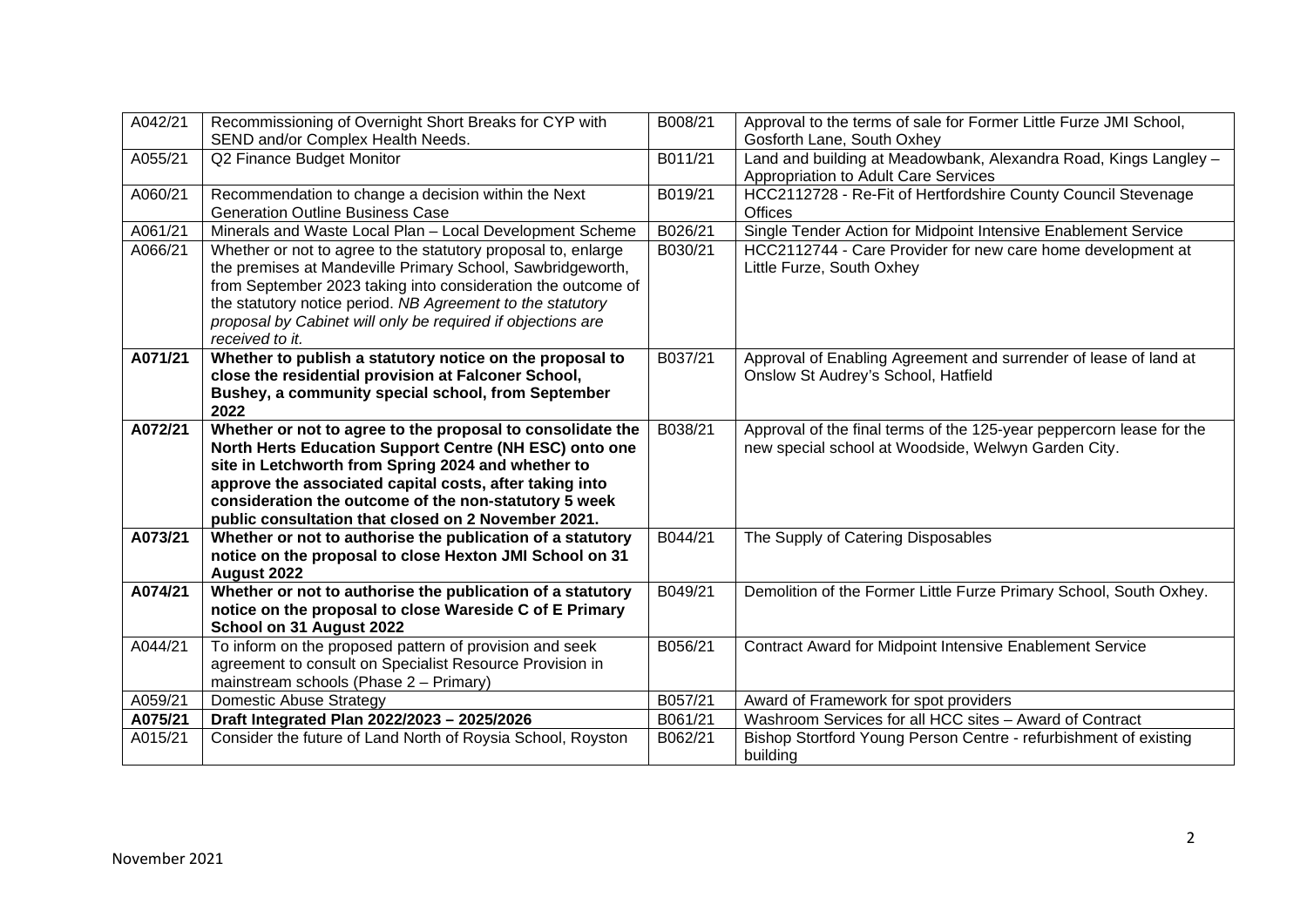| | | | |
|---|---|---|---|
| A042/21 | Recommissioning of Overnight Short Breaks for CYP with SEND and/or Complex Health Needs. | B008/21 | Approval to the terms of sale for Former Little Furze JMI School, Gosforth Lane, South Oxhey |
| A055/21 | Q2 Finance Budget Monitor | B011/21 | Land and building at Meadowbank, Alexandra Road, Kings Langley – Appropriation to Adult Care Services |
| A060/21 | Recommendation to change a decision within the Next Generation Outline Business Case | B019/21 | HCC2112728 - Re-Fit of Hertfordshire County Council Stevenage Offices |
| A061/21 | Minerals and Waste Local Plan – Local Development Scheme | B026/21 | Single Tender Action for Midpoint Intensive Enablement Service |
| A066/21 | Whether or not to agree to the statutory proposal to, enlarge the premises at Mandeville Primary School, Sawbridgeworth, from September 2023 taking into consideration the outcome of the statutory notice period. *NB Agreement to the statutory proposal by Cabinet will only be required if objections are received to it.* | B030/21 | HCC2112744 - Care Provider for new care home development at Little Furze, South Oxhey |
| **A071/21** | **Whether to publish a statutory notice on the proposal to close the residential provision at Falconer School, Bushey, a community special school, from September 2022** | B037/21 | Approval of Enabling Agreement and surrender of lease of land at Onslow St Audrey's School, Hatfield |
| **A072/21** | **Whether or not to agree to the proposal to consolidate the North Herts Education Support Centre (NH ESC) onto one site in Letchworth from Spring 2024 and whether to approve the associated capital costs, after taking into consideration the outcome of the non-statutory 5 week public consultation that closed on 2 November 2021.** | B038/21 | Approval of the final terms of the 125-year peppercorn lease for the new special school at Woodside, Welwyn Garden City. |
| **A073/21** | **Whether or not to authorise the publication of a statutory notice on the proposal to close Hexton JMI School on 31 August 2022** | B044/21 | The Supply of Catering Disposables |
| **A074/21** | **Whether or not to authorise the publication of a statutory notice on the proposal to close Wareside C of E Primary School on 31 August 2022** | B049/21 | Demolition of the Former Little Furze Primary School, South Oxhey. |
| A044/21 | To inform on the proposed pattern of provision and seek agreement to consult on Specialist Resource Provision in mainstream schools (Phase 2 – Primary) | B056/21 | Contract Award for Midpoint Intensive Enablement Service |
| A059/21 | Domestic Abuse Strategy | B057/21 | Award of Framework for spot providers |
| **A075/21** | **Draft Integrated Plan 2022/2023 – 2025/2026** | B061/21 | Washroom Services for all HCC sites – Award of Contract |
| A015/21 | Consider the future of Land North of Roysia School, Royston | B062/21 | Bishop Stortford Young Person Centre - refurbishment of existing building |

November 2021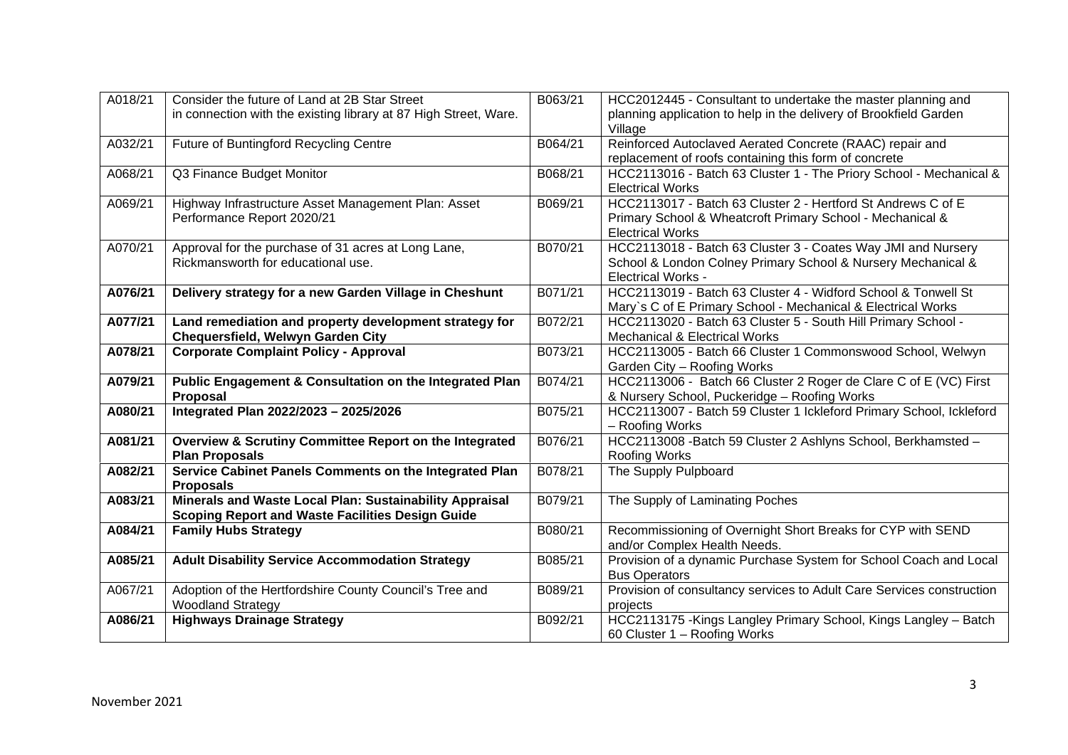| | | | |
|---|---|---|---|
| A018/21 | Consider the future of Land at 2B Star Street in connection with the existing library at 87 High Street, Ware. | B063/21 | HCC2012445 - Consultant to undertake the master planning and planning application to help in the delivery of Brookfield Garden Village |
| A032/21 | Future of Buntingford Recycling Centre | B064/21 | Reinforced Autoclaved Aerated Concrete (RAAC) repair and replacement of roofs containing this form of concrete |
| A068/21 | Q3 Finance Budget Monitor | B068/21 | HCC2113016 - Batch 63 Cluster 1 - The Priory School - Mechanical & Electrical Works |
| A069/21 | Highway Infrastructure Asset Management Plan: Asset Performance Report 2020/21 | B069/21 | HCC2113017 - Batch 63 Cluster 2 - Hertford St Andrews C of E Primary School & Wheatcroft Primary School - Mechanical & Electrical Works |
| A070/21 | Approval for the purchase of 31 acres at Long Lane, Rickmansworth for educational use. | B070/21 | HCC2113018 - Batch 63 Cluster 3 - Coates Way JMI and Nursery School & London Colney Primary School & Nursery Mechanical & Electrical Works - |
| **A076/21** | **Delivery strategy for a new Garden Village in Cheshunt** | B071/21 | HCC2113019 - Batch 63 Cluster 4 - Widford School & Tonwell St Mary`s C of E Primary School - Mechanical & Electrical Works |
| **A077/21** | **Land remediation and property development strategy for Chequersfield, Welwyn Garden City** | B072/21 | HCC2113020 - Batch 63 Cluster 5 - South Hill Primary School - Mechanical & Electrical Works |
| **A078/21** | **Corporate Complaint Policy - Approval** | B073/21 | HCC2113005 - Batch 66 Cluster 1 Commonswood School, Welwyn Garden City – Roofing Works |
| **A079/21** | **Public Engagement & Consultation on the Integrated Plan Proposal** | B074/21 | HCC2113006 - Batch 66 Cluster 2 Roger de Clare C of E (VC) First & Nursery School, Puckeridge – Roofing Works |
| **A080/21** | **Integrated Plan 2022/2023 – 2025/2026** | B075/21 | HCC2113007 - Batch 59 Cluster 1 Ickleford Primary School, Ickleford – Roofing Works |
| **A081/21** | **Overview & Scrutiny Committee Report on the Integrated Plan Proposals** | B076/21 | HCC2113008 -Batch 59 Cluster 2 Ashlyns School, Berkhamsted – Roofing Works |
| **A082/21** | **Service Cabinet Panels Comments on the Integrated Plan Proposals** | B078/21 | The Supply Pulpboard |
| **A083/21** | **Minerals and Waste Local Plan: Sustainability Appraisal Scoping Report and Waste Facilities Design Guide** | B079/21 | The Supply of Laminating Poches |
| **A084/21** | **Family Hubs Strategy** | B080/21 | Recommissioning of Overnight Short Breaks for CYP with SEND and/or Complex Health Needs. |
| **A085/21** | **Adult Disability Service Accommodation Strategy** | B085/21 | Provision of a dynamic Purchase System for School Coach and Local Bus Operators |
| A067/21 | Adoption of the Hertfordshire County Council's Tree and Woodland Strategy | B089/21 | Provision of consultancy services to Adult Care Services construction projects |
| **A086/21** | **Highways Drainage Strategy** | B092/21 | HCC2113175 -Kings Langley Primary School, Kings Langley – Batch 60 Cluster 1 – Roofing Works |

November 2021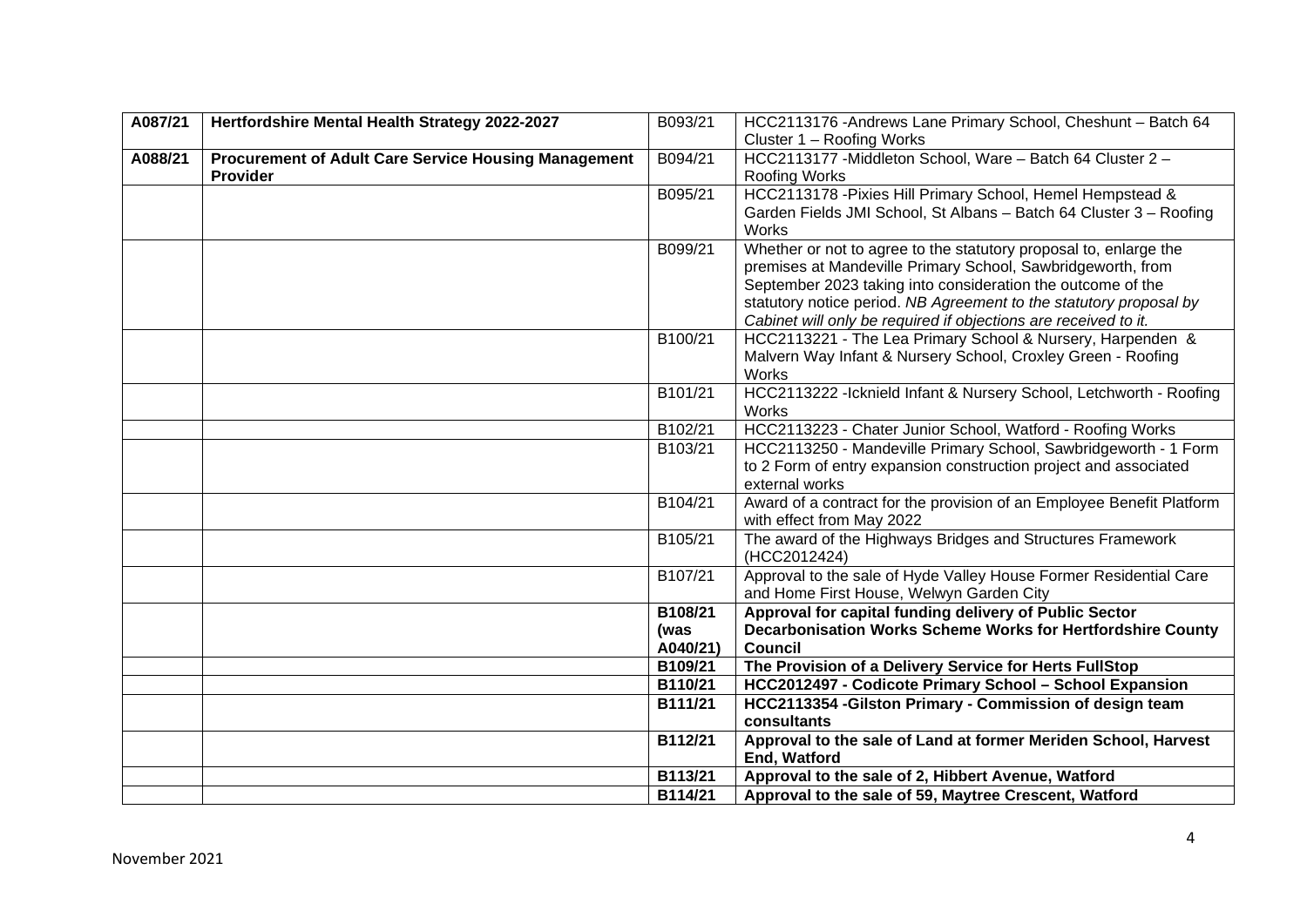| | | | |
|---|---|---|---|
| **A087/21** | **Hertfordshire Mental Health Strategy 2022-2027** | B093/21 | HCC2113176 -Andrews Lane Primary School, Cheshunt – Batch 64 Cluster 1 – Roofing Works |
| **A088/21** | **Procurement of Adult Care Service Housing Management Provider** | B094/21 | HCC2113177 -Middleton School, Ware – Batch 64 Cluster 2 – Roofing Works |
| | | B095/21 | HCC2113178 -Pixies Hill Primary School, Hemel Hempstead & Garden Fields JMI School, St Albans – Batch 64 Cluster 3 – Roofing Works |
| | | B099/21 | Whether or not to agree to the statutory proposal to, enlarge the premises at Mandeville Primary School, Sawbridgeworth, from September 2023 taking into consideration the outcome of the statutory notice period. *NB Agreement to the statutory proposal by Cabinet will only be required if objections are received to it.* |
| | | B100/21 | HCC2113221 - The Lea Primary School & Nursery, Harpenden & Malvern Way Infant & Nursery School, Croxley Green - Roofing Works |
| | | B101/21 | HCC2113222 -Icknield Infant & Nursery School, Letchworth - Roofing Works |
| | | B102/21 | HCC2113223 - Chater Junior School, Watford - Roofing Works |
| | | B103/21 | HCC2113250 - Mandeville Primary School, Sawbridgeworth - 1 Form to 2 Form of entry expansion construction project and associated external works |
| | | B104/21 | Award of a contract for the provision of an Employee Benefit Platform with effect from May 2022 |
| | | B105/21 | The award of the Highways Bridges and Structures Framework (HCC2012424) |
| | | B107/21 | Approval to the sale of Hyde Valley House Former Residential Care and Home First House, Welwyn Garden City |
| | | **B108/21 (was A040/21)** | **Approval for capital funding delivery of Public Sector Decarbonisation Works Scheme Works for Hertfordshire County Council** |
| | | **B109/21** | **The Provision of a Delivery Service for Herts FullStop** |
| | | **B110/21** | **HCC2012497 - Codicote Primary School – School Expansion** |
| | | **B111/21** | **HCC2113354 -Gilston Primary - Commission of design team consultants** |
| | | **B112/21** | **Approval to the sale of Land at former Meriden School, Harvest End, Watford** |
| | | **B113/21** | **Approval to the sale of 2, Hibbert Avenue, Watford** |
| | | **B114/21** | **Approval to the sale of 59, Maytree Crescent, Watford** |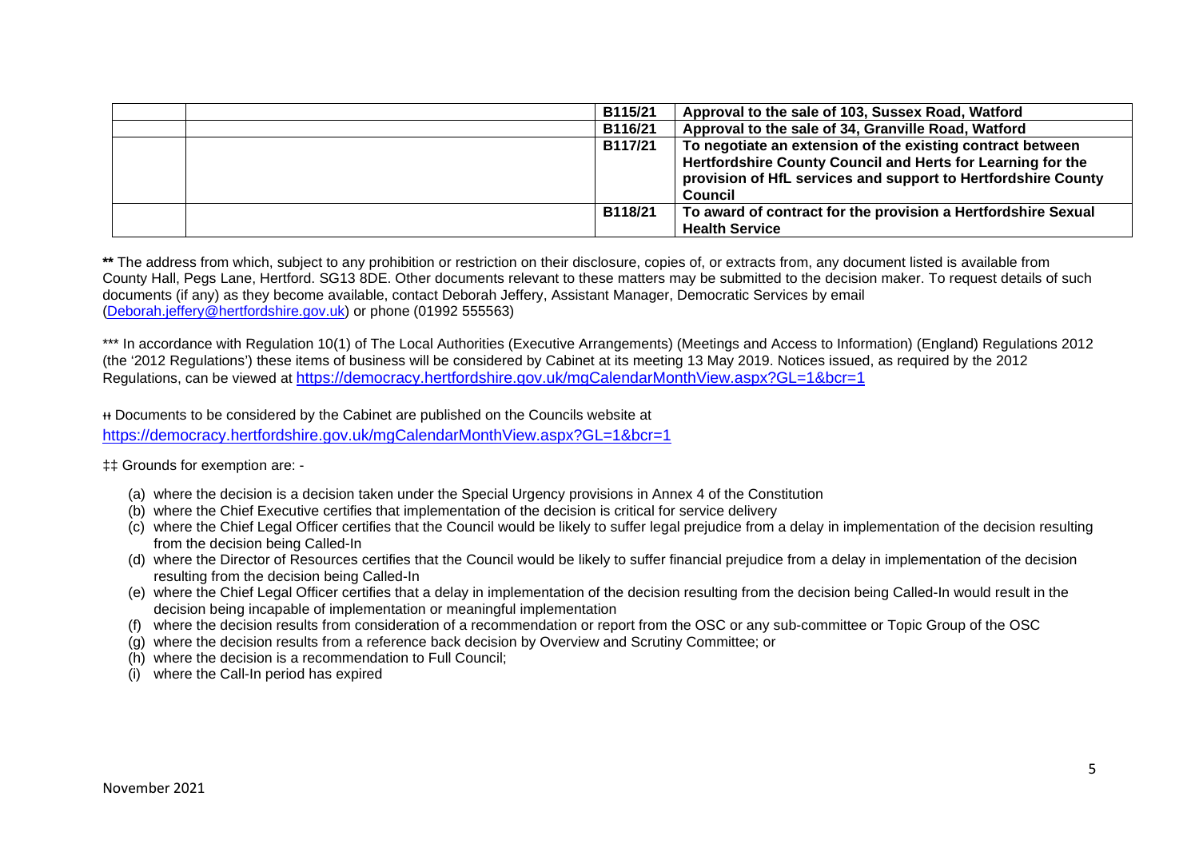| | | | |
|---|---|---|---|
| | | **B115/21** | **Approval to the sale of 103, Sussex Road, Watford** |
| | | **B116/21** | **Approval to the sale of 34, Granville Road, Watford** |
| | | **B117/21** | **To negotiate an extension of the existing contract between Hertfordshire County Council and Herts for Learning for the provision of HfL services and support to Hertfordshire County Council** |
| | | **B118/21** | **To award of contract for the provision a Hertfordshire Sexual Health Service** |

**\*\*** The address from which, subject to any prohibition or restriction on their disclosure, copies of, or extracts from, any document listed is available from County Hall, Pegs Lane, Hertford. SG13 8DE. Other documents relevant to these matters may be submitted to the decision maker. To request details of such documents (if any) as they become available, contact Deborah Jeffery, Assistant Manager, Democratic Services by email (Deborah.jeffery@hertfordshire.gov.uk) or phone (01992 555563)

\*\*\* In accordance with Regulation 10(1) of The Local Authorities (Executive Arrangements) (Meetings and Access to Information) (England) Regulations 2012 (the '2012 Regulations') these items of business will be considered by Cabinet at its meeting 13 May 2019. Notices issued, as required by the 2012 Regulations, can be viewed at https://democracy.hertfordshire.gov.uk/mgCalendarMonthView.aspx?GL=1&bcr=1

ƚƚ Documents to be considered by the Cabinet are published on the Councils website at https://democracy.hertfordshire.gov.uk/mgCalendarMonthView.aspx?GL=1&bcr=1

‡‡ Grounds for exemption are: -

(a) where the decision is a decision taken under the Special Urgency provisions in Annex 4 of the Constitution
(b) where the Chief Executive certifies that implementation of the decision is critical for service delivery
(c) where the Chief Legal Officer certifies that the Council would be likely to suffer legal prejudice from a delay in implementation of the decision resulting from the decision being Called-In
(d) where the Director of Resources certifies that the Council would be likely to suffer financial prejudice from a delay in implementation of the decision resulting from the decision being Called-In
(e) where the Chief Legal Officer certifies that a delay in implementation of the decision resulting from the decision being Called-In would result in the decision being incapable of implementation or meaningful implementation
(f) where the decision results from consideration of a recommendation or report from the OSC or any sub-committee or Topic Group of the OSC
(g) where the decision results from a reference back decision by Overview and Scrutiny Committee; or
(h) where the decision is a recommendation to Full Council;
(i) where the Call-In period has expired

November 2021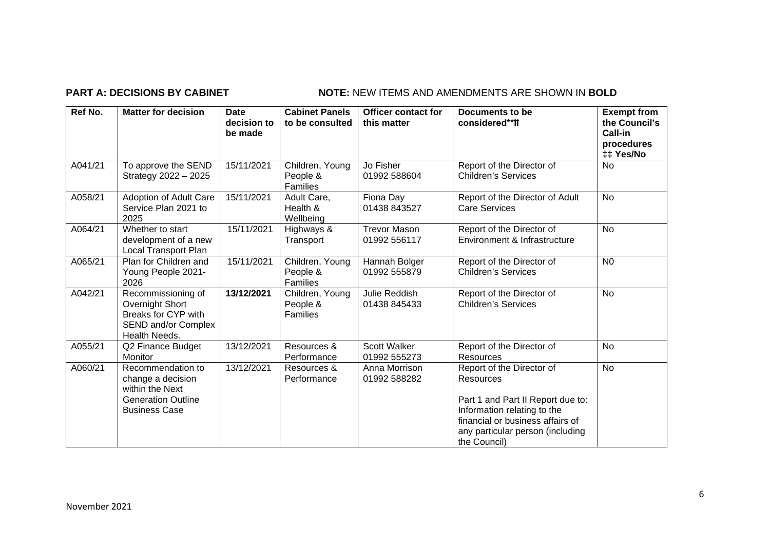**PART A: DECISIONS BY CABINET** **NOTE:** NEW ITEMS AND AMENDMENTS ARE SHOWN IN **BOLD**

| Ref No. | Matter for decision | Date decision to be made | Cabinet Panels to be consulted | Officer contact for this matter | Documents to be considered**ͳͳ | Exempt from the Council's Call-in procedures ‡‡ Yes/No |
|---|---|---|---|---|---|---|
| A041/21 | To approve the SEND Strategy 2022 – 2025 | 15/11/2021 | Children, Young People & Families | Jo Fisher 01992 588604 | Report of the Director of Children's Services | No |
| A058/21 | Adoption of Adult Care Service Plan 2021 to 2025 | 15/11/2021 | Adult Care, Health & Wellbeing | Fiona Day 01438 843527 | Report of the Director of Adult Care Services | No |
| A064/21 | Whether to start development of a new Local Transport Plan | 15/11/2021 | Highways & Transport | Trevor Mason 01992 556117 | Report of the Director of Environment & Infrastructure | No |
| A065/21 | Plan for Children and Young People 2021-2026 | 15/11/2021 | Children, Young People & Families | Hannah Bolger 01992 555879 | Report of the Director of Children's Services | N0 |
| A042/21 | Recommissioning of Overnight Short Breaks for CYP with SEND and/or Complex Health Needs. | **13/12/2021** | Children, Young People & Families | Julie Reddish 01438 845433 | Report of the Director of Children's Services | No |
| A055/21 | Q2 Finance Budget Monitor | 13/12/2021 | Resources & Performance | Scott Walker 01992 555273 | Report of the Director of Resources | No |
| A060/21 | Recommendation to change a decision within the Next Generation Outline Business Case | 13/12/2021 | Resources & Performance | Anna Morrison 01992 588282 | Report of the Director of Resources<br><br>Part 1 and Part II Report due to: Information relating to the financial or business affairs of any particular person (including the Council) | No |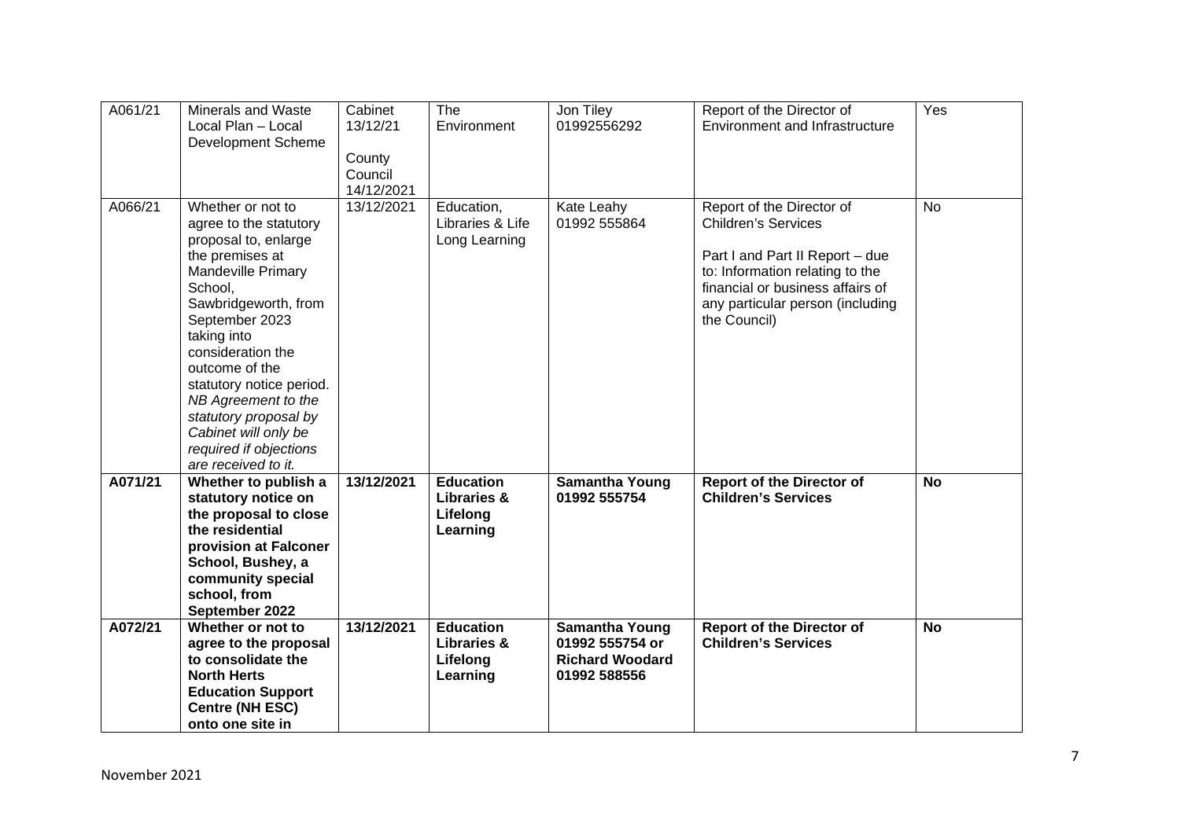| A061/21 | Minerals and Waste Local Plan – Local Development Scheme | Cabinet 13/12/21<br><br>County Council 14/12/2021 | The Environment | Jon Tiley 01992556292 | Report of the Director of Environment and Infrastructure | Yes |
|---|---|---|---|---|---|---|
| A066/21 | Whether or not to agree to the statutory proposal to, enlarge the premises at Mandeville Primary School, Sawbridgeworth, from September 2023 taking into consideration the outcome of the statutory notice period. *NB Agreement to the statutory proposal by Cabinet will only be required if objections are received to it.* | 13/12/2021 | Education, Libraries & Life Long Learning | Kate Leahy 01992 555864 | Report of the Director of Children's Services<br><br>Part I and Part II Report – due to: Information relating to the financial or business affairs of any particular person (including the Council) | No |
| **A071/21** | **Whether to publish a statutory notice on the proposal to close the residential provision at Falconer School, Bushey, a community special school, from September 2022** | **13/12/2021** | **Education Libraries & Lifelong Learning** | **Samantha Young 01992 555754** | **Report of the Director of Children's Services** | **No** |
| **A072/21** | **Whether or not to agree to the proposal to consolidate the North Herts Education Support Centre (NH ESC) onto one site in** | **13/12/2021** | **Education Libraries & Lifelong Learning** | **Samantha Young 01992 555754 or Richard Woodard 01992 588556** | **Report of the Director of Children's Services** | **No** |

November 2021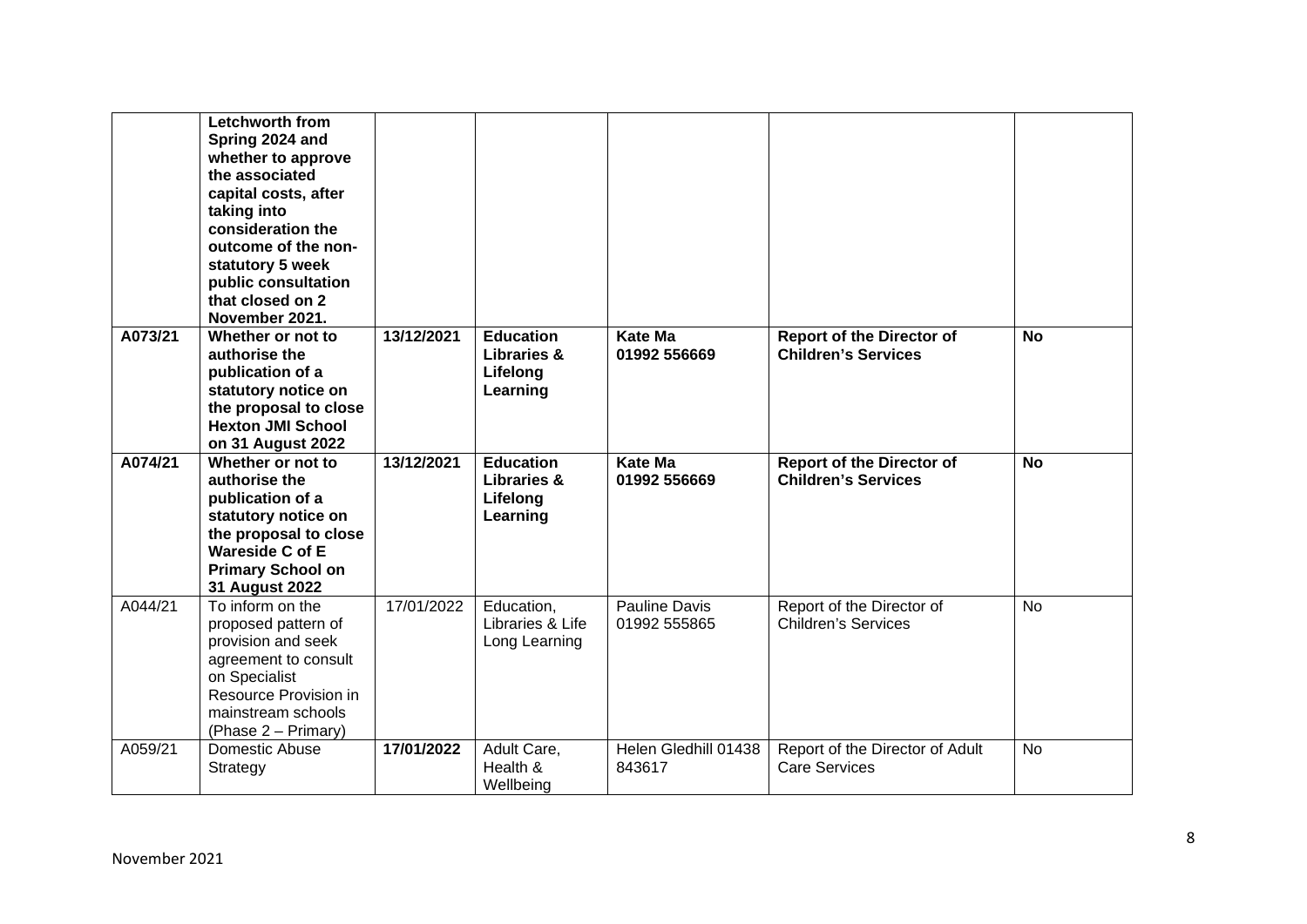| | | | | | | |
|---|---|---|---|---|---|---|
| | **Letchworth from Spring 2024 and whether to approve the associated capital costs, after taking into consideration the outcome of the non-statutory 5 week public consultation that closed on 2 November 2021.** | | | | | |
| **A073/21** | **Whether or not to authorise the publication of a statutory notice on the proposal to close Hexton JMI School on 31 August 2022** | **13/12/2021** | **Education Libraries & Lifelong Learning** | **Kate Ma 01992 556669** | **Report of the Director of Children's Services** | **No** |
| **A074/21** | **Whether or not to authorise the publication of a statutory notice on the proposal to close Wareside C of E Primary School on 31 August 2022** | **13/12/2021** | **Education Libraries & Lifelong Learning** | **Kate Ma 01992 556669** | **Report of the Director of Children's Services** | **No** |
| A044/21 | To inform on the proposed pattern of provision and seek agreement to consult on Specialist Resource Provision in mainstream schools (Phase 2 – Primary) | 17/01/2022 | Education, Libraries & Life Long Learning | Pauline Davis 01992 555865 | Report of the Director of Children's Services | No |
| A059/21 | Domestic Abuse Strategy | **17/01/2022** | Adult Care, Health & Wellbeing | Helen Gledhill 01438 843617 | Report of the Director of Adult Care Services | No |

November 2021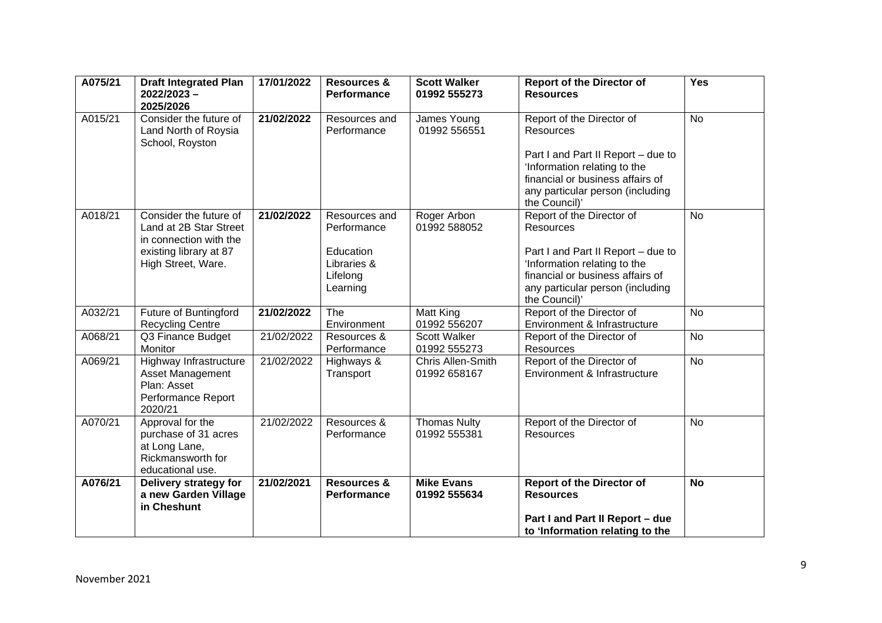| **A075/21** | **Draft Integrated Plan 2022/2023 – 2025/2026** | **17/01/2022** | **Resources & Performance** | **Scott Walker 01992 555273** | **Report of the Director of Resources** | **Yes** |
|---|---|---|---|---|---|---|
| A015/21 | Consider the future of Land North of Roysia School, Royston | **21/02/2022** | Resources and Performance | James Young 01992 556551 | Report of the Director of Resources<br><br>Part I and Part II Report – due to 'Information relating to the financial or business affairs of any particular person (including the Council)' | No |
| A018/21 | Consider the future of Land at 2B Star Street in connection with the existing library at 87 High Street, Ware. | **21/02/2022** | Resources and Performance<br><br>Education Libraries & Lifelong Learning | Roger Arbon 01992 588052 | Report of the Director of Resources<br><br>Part I and Part II Report – due to 'Information relating to the financial or business affairs of any particular person (including the Council)' | No |
| A032/21 | Future of Buntingford Recycling Centre | **21/02/2022** | The Environment | Matt King 01992 556207 | Report of the Director of Environment & Infrastructure | No |
| A068/21 | Q3 Finance Budget Monitor | 21/02/2022 | Resources & Performance | Scott Walker 01992 555273 | Report of the Director of Resources | No |
| A069/21 | Highway Infrastructure Asset Management Plan: Asset Performance Report 2020/21 | 21/02/2022 | Highways & Transport | Chris Allen-Smith 01992 658167 | Report of the Director of Environment & Infrastructure | No |
| A070/21 | Approval for the purchase of 31 acres at Long Lane, Rickmansworth for educational use. | 21/02/2022 | Resources & Performance | Thomas Nulty 01992 555381 | Report of the Director of Resources | No |
| **A076/21** | **Delivery strategy for a new Garden Village in Cheshunt** | **21/02/2021** | **Resources & Performance** | **Mike Evans 01992 555634** | **Report of the Director of Resources**<br><br>**Part I and Part II Report – due to 'Information relating to the** | **No** |

November 2021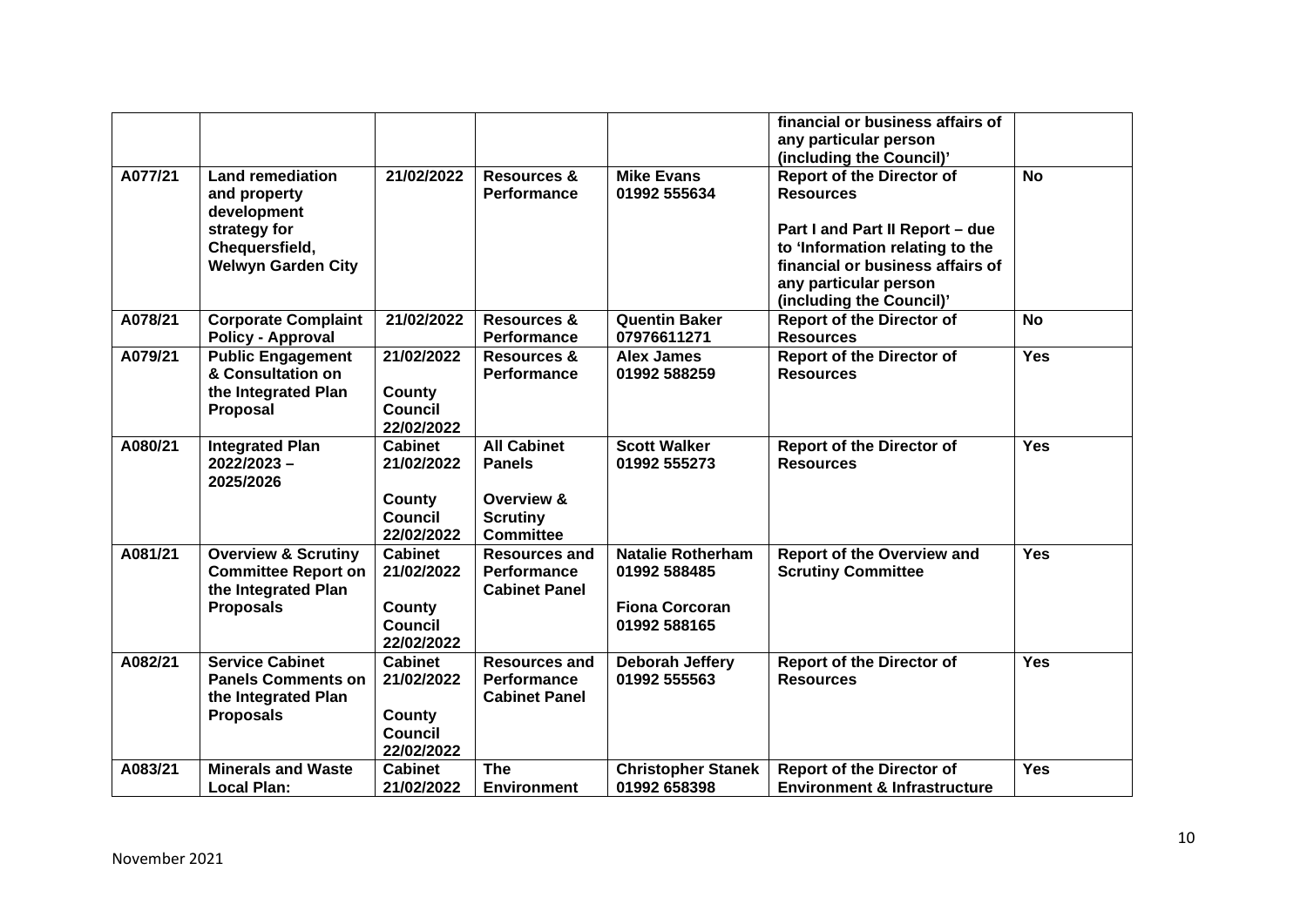| | | | | | | |
|---|---|---|---|---|---|---|
| | | | | | **financial or business affairs of any particular person (including the Council)'** | |
| **A077/21** | **Land remediation and property development strategy for Chequersfield, Welwyn Garden City** | **21/02/2022** | **Resources & Performance** | **Mike Evans 01992 555634** | **Report of the Director of Resources<br><br>Part I and Part II Report – due to 'Information relating to the financial or business affairs of any particular person (including the Council)'** | **No** |
| **A078/21** | **Corporate Complaint Policy - Approval** | **21/02/2022** | **Resources & Performance** | **Quentin Baker 07976611271** | **Report of the Director of Resources** | **No** |
| **A079/21** | **Public Engagement & Consultation on the Integrated Plan Proposal** | **21/02/2022<br><br>County Council 22/02/2022** | **Resources & Performance** | **Alex James 01992 588259** | **Report of the Director of Resources** | **Yes** |
| **A080/21** | **Integrated Plan 2022/2023 – 2025/2026** | **Cabinet 21/02/2022<br><br>County Council 22/02/2022** | **All Cabinet Panels<br><br>Overview & Scrutiny Committee** | **Scott Walker 01992 555273** | **Report of the Director of Resources** | **Yes** |
| **A081/21** | **Overview & Scrutiny Committee Report on the Integrated Plan Proposals** | **Cabinet 21/02/2022<br><br>County Council 22/02/2022** | **Resources and Performance Cabinet Panel** | **Natalie Rotherham 01992 588485<br><br>Fiona Corcoran 01992 588165** | **Report of the Overview and Scrutiny Committee** | **Yes** |
| **A082/21** | **Service Cabinet Panels Comments on the Integrated Plan Proposals** | **Cabinet 21/02/2022<br><br>County Council 22/02/2022** | **Resources and Performance Cabinet Panel** | **Deborah Jeffery 01992 555563** | **Report of the Director of Resources** | **Yes** |
| **A083/21** | **Minerals and Waste Local Plan:** | **Cabinet 21/02/2022** | **The Environment** | **Christopher Stanek 01992 658398** | **Report of the Director of Environment & Infrastructure** | **Yes** |

November 2021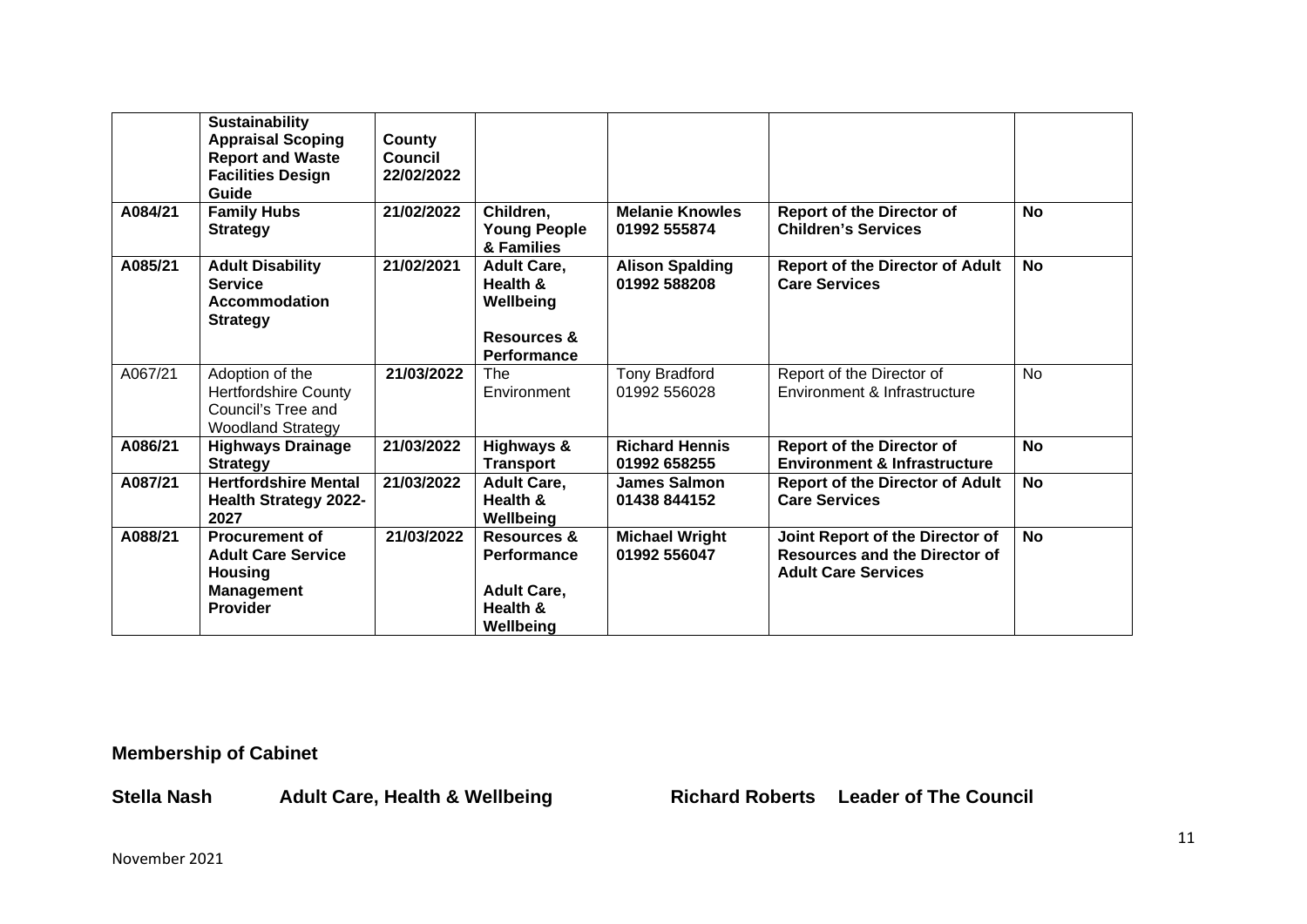|  |  |  |  |  |  |  |
|---|---|---|---|---|---|---|
|  | **Sustainability Appraisal Scoping Report and Waste Facilities Design Guide** | **County Council 22/02/2022** |  |  |  |  |
| **A084/21** | **Family Hubs Strategy** | **21/02/2022** | **Children, Young People & Families** | **Melanie Knowles 01992 555874** | **Report of the Director of Children's Services** | **No** |
| **A085/21** | **Adult Disability Service Accommodation Strategy** | **21/02/2021** | **Adult Care, Health & Wellbeing**<br><br>**Resources & Performance** | **Alison Spalding 01992 588208** | **Report of the Director of Adult Care Services** | **No** |
| A067/21 | Adoption of the Hertfordshire County Council's Tree and Woodland Strategy | **21/03/2022** | The Environment | Tony Bradford 01992 556028 | Report of the Director of Environment & Infrastructure | No |
| **A086/21** | **Highways Drainage Strategy** | **21/03/2022** | **Highways & Transport** | **Richard Hennis 01992 658255** | **Report of the Director of Environment & Infrastructure** | **No** |
| **A087/21** | **Hertfordshire Mental Health Strategy 2022-2027** | **21/03/2022** | **Adult Care, Health & Wellbeing** | **James Salmon 01438 844152** | **Report of the Director of Adult Care Services** | **No** |
| **A088/21** | **Procurement of Adult Care Service Housing Management Provider** | **21/03/2022** | **Resources & Performance**<br><br>**Adult Care, Health & Wellbeing** | **Michael Wright 01992 556047** | **Joint Report of the Director of Resources and the Director of Adult Care Services** | **No** |

**Membership of Cabinet**

**Stella Nash** **Adult Care, Health & Wellbeing** **Richard Roberts** **Leader of The Council**

November 2021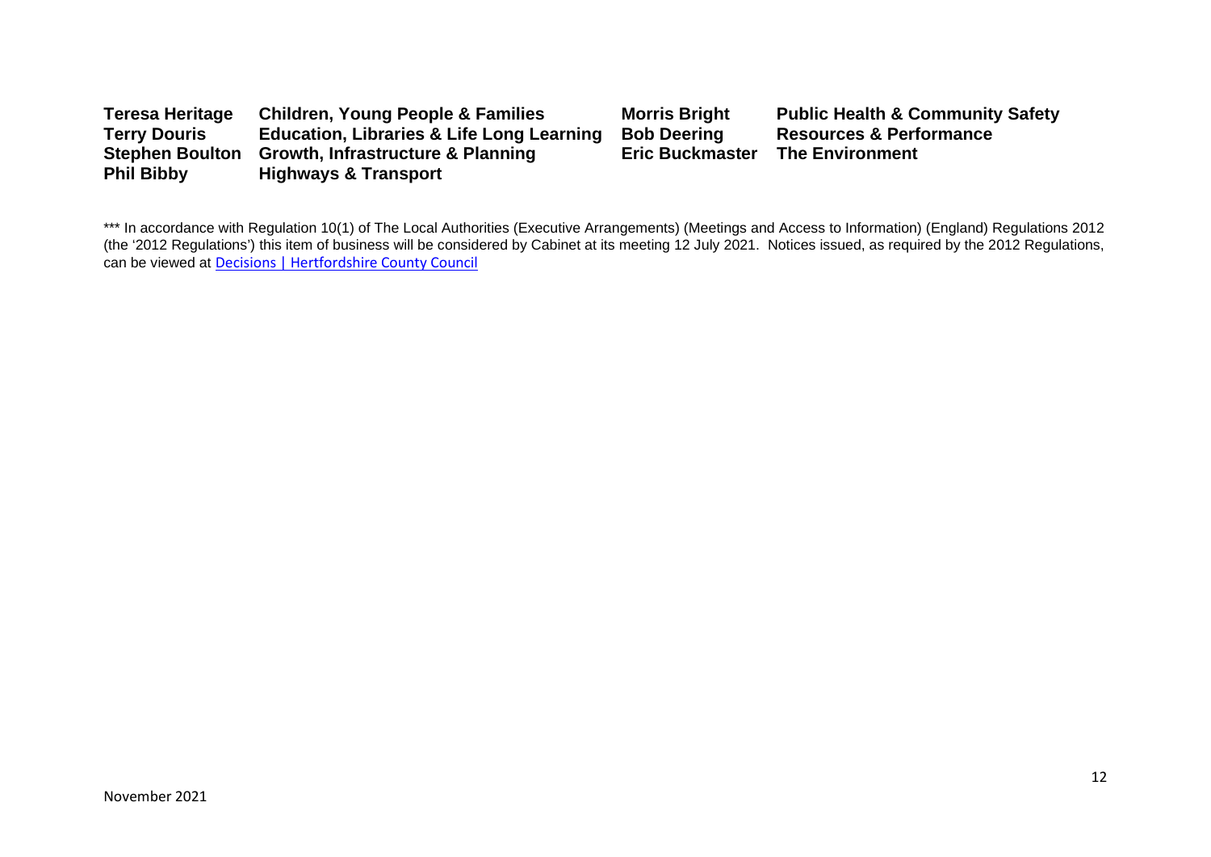| | | | |
|---|---|---|---|
| **Teresa Heritage** | **Children, Young People & Families** | **Morris Bright** | **Public Health & Community Safety** |
| **Terry Douris** | **Education, Libraries & Life Long Learning** | **Bob Deering** | **Resources & Performance** |
| **Stephen Boulton** | **Growth, Infrastructure & Planning** | **Eric Buckmaster** | **The Environment** |
| **Phil Bibby** | **Highways & Transport** | | |

*** In accordance with Regulation 10(1) of The Local Authorities (Executive Arrangements) (Meetings and Access to Information) (England) Regulations 2012 (the '2012 Regulations') this item of business will be considered by Cabinet at its meeting 12 July 2021. Notices issued, as required by the 2012 Regulations, can be viewed at [Decisions | Hertfordshire County Council]

November 2021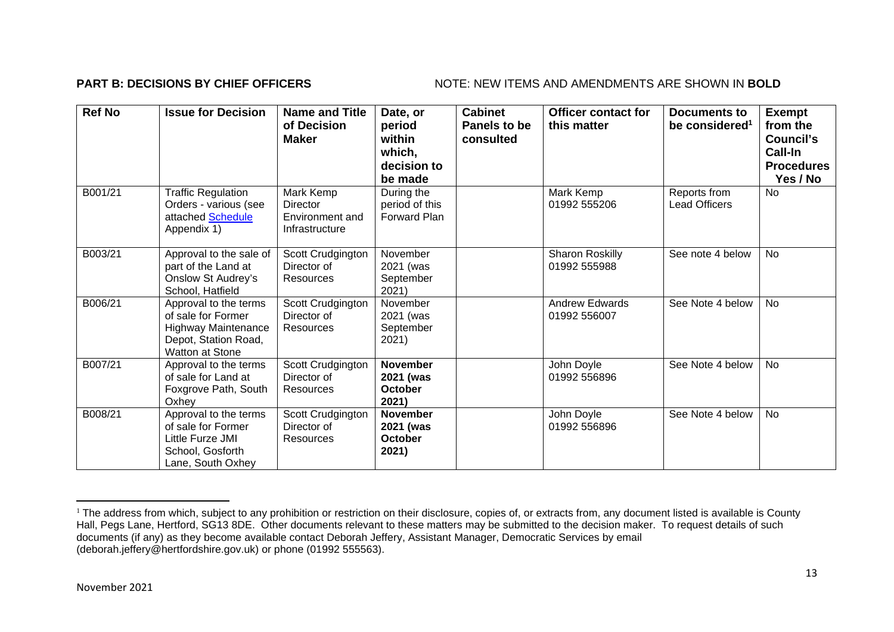**PART B: DECISIONS BY CHIEF OFFICERS** NOTE: NEW ITEMS AND AMENDMENTS ARE SHOWN IN **BOLD**

| Ref No | Issue for Decision | Name and Title of Decision Maker | Date, or period within which, decision to be made | Cabinet Panels to be consulted | Officer contact for this matter | Documents to be considered[1] | Exempt from the Council's Call-In Procedures Yes / No |
|---|---|---|---|---|---|---|---|
| B001/21 | Traffic Regulation Orders - various (see attached Schedule Appendix 1) | Mark Kemp Director Environment and Infrastructure | During the period of this Forward Plan | | Mark Kemp 01992 555206 | Reports from Lead Officers | No |
| B003/21 | Approval to the sale of part of the Land at Onslow St Audrey's School, Hatfield | Scott Crudgington Director of Resources | November 2021 (was September 2021) | | Sharon Roskilly 01992 555988 | See note 4 below | No |
| B006/21 | Approval to the terms of sale for Former Highway Maintenance Depot, Station Road, Watton at Stone | Scott Crudgington Director of Resources | November 2021 (was September 2021) | | Andrew Edwards 01992 556007 | See Note 4 below | No |
| B007/21 | Approval to the terms of sale for Land at Foxgrove Path, South Oxhey | Scott Crudgington Director of Resources | **November 2021 (was October 2021)** | | John Doyle 01992 556896 | See Note 4 below | No |
| B008/21 | Approval to the terms of sale for Former Little Furze JMI School, Gosforth Lane, South Oxhey | Scott Crudgington Director of Resources | **November 2021 (was October 2021)** | | John Doyle 01992 556896 | See Note 4 below | No |

[1] The address from which, subject to any prohibition or restriction on their disclosure, copies of, or extracts from, any document listed is available is County Hall, Pegs Lane, Hertford, SG13 8DE. Other documents relevant to these matters may be submitted to the decision maker. To request details of such documents (if any) as they become available contact Deborah Jeffery, Assistant Manager, Democratic Services by email (deborah.jeffery@hertfordshire.gov.uk) or phone (01992 555563).

November 2021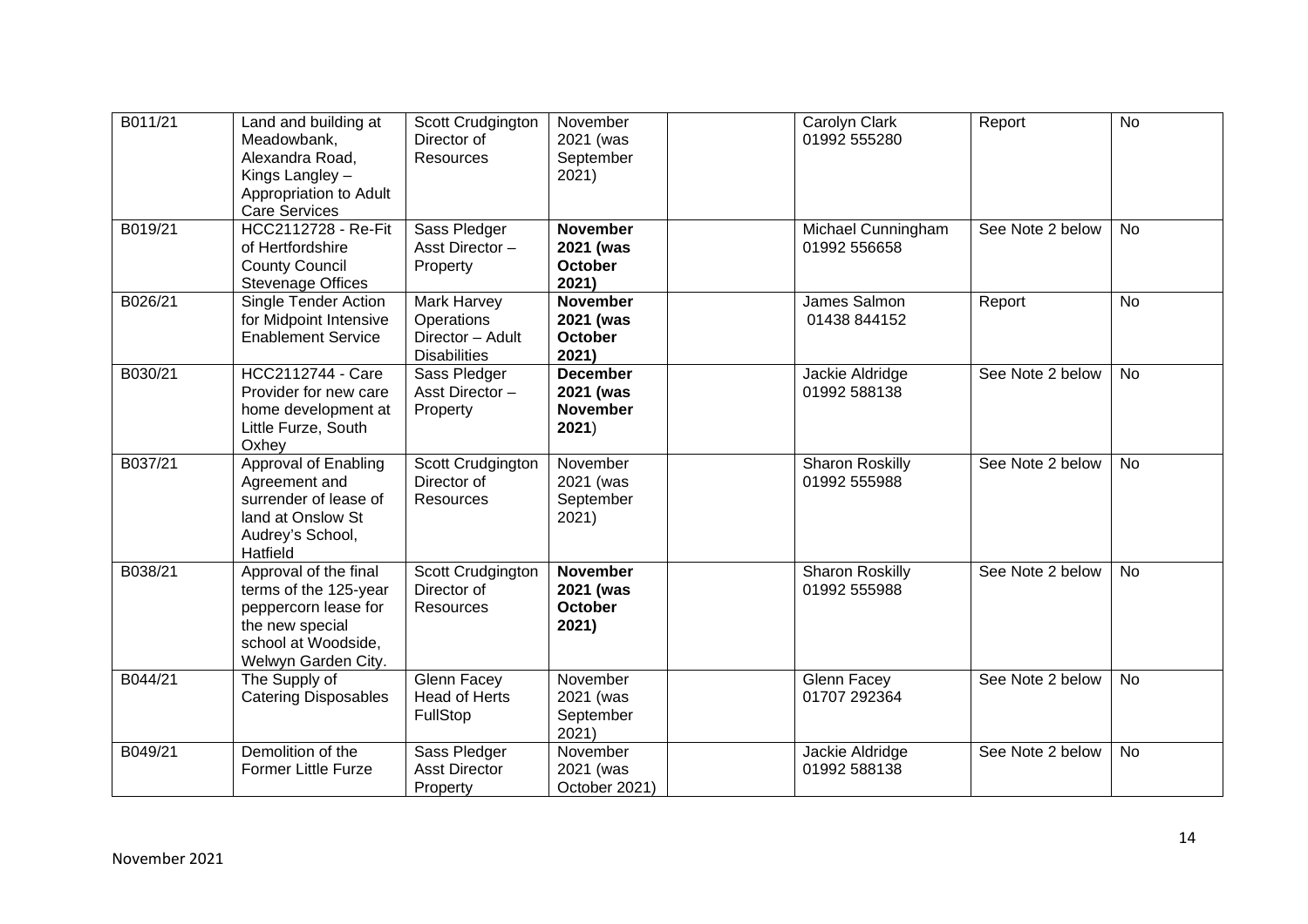| B011/21 | Land and building at Meadowbank, Alexandra Road, Kings Langley – Appropriation to Adult Care Services | Scott Crudgington Director of Resources | November 2021 (was September 2021) | | Carolyn Clark 01992 555280 | Report | No |
|---|---|---|---|---|---|---|---|
| B019/21 | HCC2112728 - Re-Fit of Hertfordshire County Council Stevenage Offices | Sass Pledger Asst Director – Property | **November 2021 (was October 2021)** | | Michael Cunningham 01992 556658 | See Note 2 below | No |
| B026/21 | Single Tender Action for Midpoint Intensive Enablement Service | Mark Harvey Operations Director – Adult Disabilities | **November 2021 (was October 2021)** | | James Salmon 01438 844152 | Report | No |
| B030/21 | HCC2112744 - Care Provider for new care home development at Little Furze, South Oxhey | Sass Pledger Asst Director – Property | **December 2021 (was November 2021**) | | Jackie Aldridge 01992 588138 | See Note 2 below | No |
| B037/21 | Approval of Enabling Agreement and surrender of lease of land at Onslow St Audrey's School, Hatfield | Scott Crudgington Director of Resources | November 2021 (was September 2021) | | Sharon Roskilly 01992 555988 | See Note 2 below | No |
| B038/21 | Approval of the final terms of the 125-year peppercorn lease for the new special school at Woodside, Welwyn Garden City. | Scott Crudgington Director of Resources | **November 2021 (was October 2021)** | | Sharon Roskilly 01992 555988 | See Note 2 below | No |
| B044/21 | The Supply of Catering Disposables | Glenn Facey Head of Herts FullStop | November 2021 (was September 2021) | | Glenn Facey 01707 292364 | See Note 2 below | No |
| B049/21 | Demolition of the Former Little Furze | Sass Pledger Asst Director Property | November 2021 (was October 2021) | | Jackie Aldridge 01992 588138 | See Note 2 below | No |

November 2021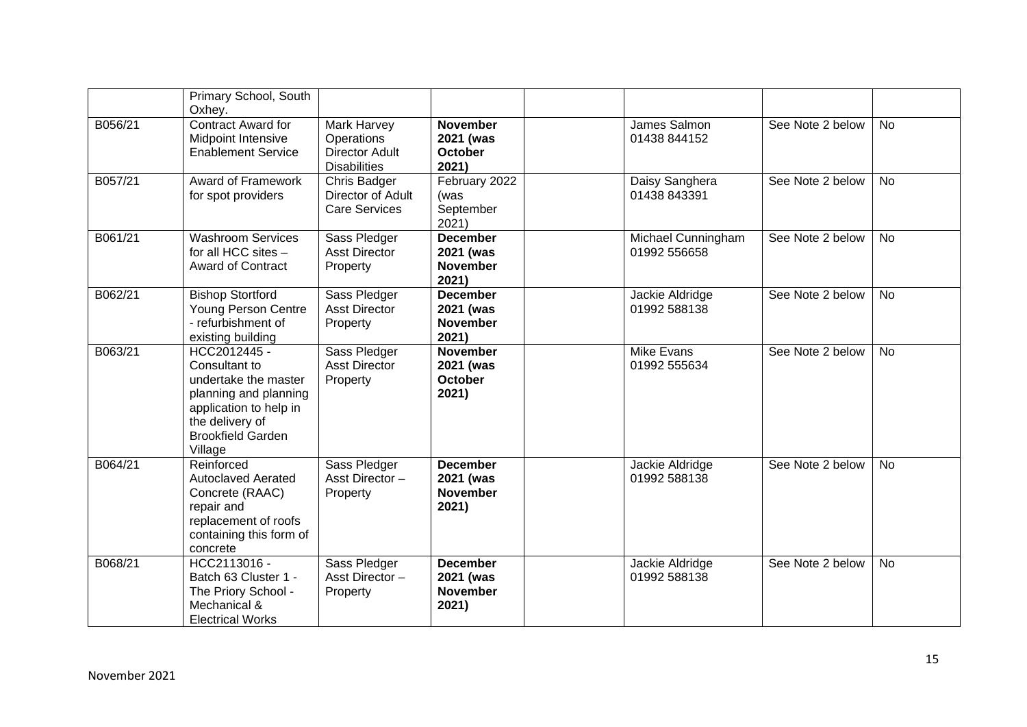| | | | | | | | |
|---|---|---|---|---|---|---|---|
| | Primary School, South Oxhey. | | | | | | |
| B056/21 | Contract Award for Midpoint Intensive Enablement Service | Mark Harvey Operations Director Adult Disabilities | **November 2021 (was October 2021)** | | James Salmon 01438 844152 | See Note 2 below | No |
| B057/21 | Award of Framework for spot providers | Chris Badger Director of Adult Care Services | February 2022 (was September 2021) | | Daisy Sanghera 01438 843391 | See Note 2 below | No |
| B061/21 | Washroom Services for all HCC sites – Award of Contract | Sass Pledger Asst Director Property | **December 2021 (was November 2021)** | | Michael Cunningham 01992 556658 | See Note 2 below | No |
| B062/21 | Bishop Stortford Young Person Centre - refurbishment of existing building | Sass Pledger Asst Director Property | **December 2021 (was November 2021)** | | Jackie Aldridge 01992 588138 | See Note 2 below | No |
| B063/21 | HCC2012445 - Consultant to undertake the master planning and planning application to help in the delivery of Brookfield Garden Village | Sass Pledger Asst Director Property | **November 2021 (was October 2021)** | | Mike Evans 01992 555634 | See Note 2 below | No |
| B064/21 | Reinforced Autoclaved Aerated Concrete (RAAC) repair and replacement of roofs containing this form of concrete | Sass Pledger Asst Director – Property | **December 2021 (was November 2021)** | | Jackie Aldridge 01992 588138 | See Note 2 below | No |
| B068/21 | HCC2113016 - Batch 63 Cluster 1 - The Priory School - Mechanical & Electrical Works | Sass Pledger Asst Director – Property | **December 2021 (was November 2021)** | | Jackie Aldridge 01992 588138 | See Note 2 below | No |

November 2021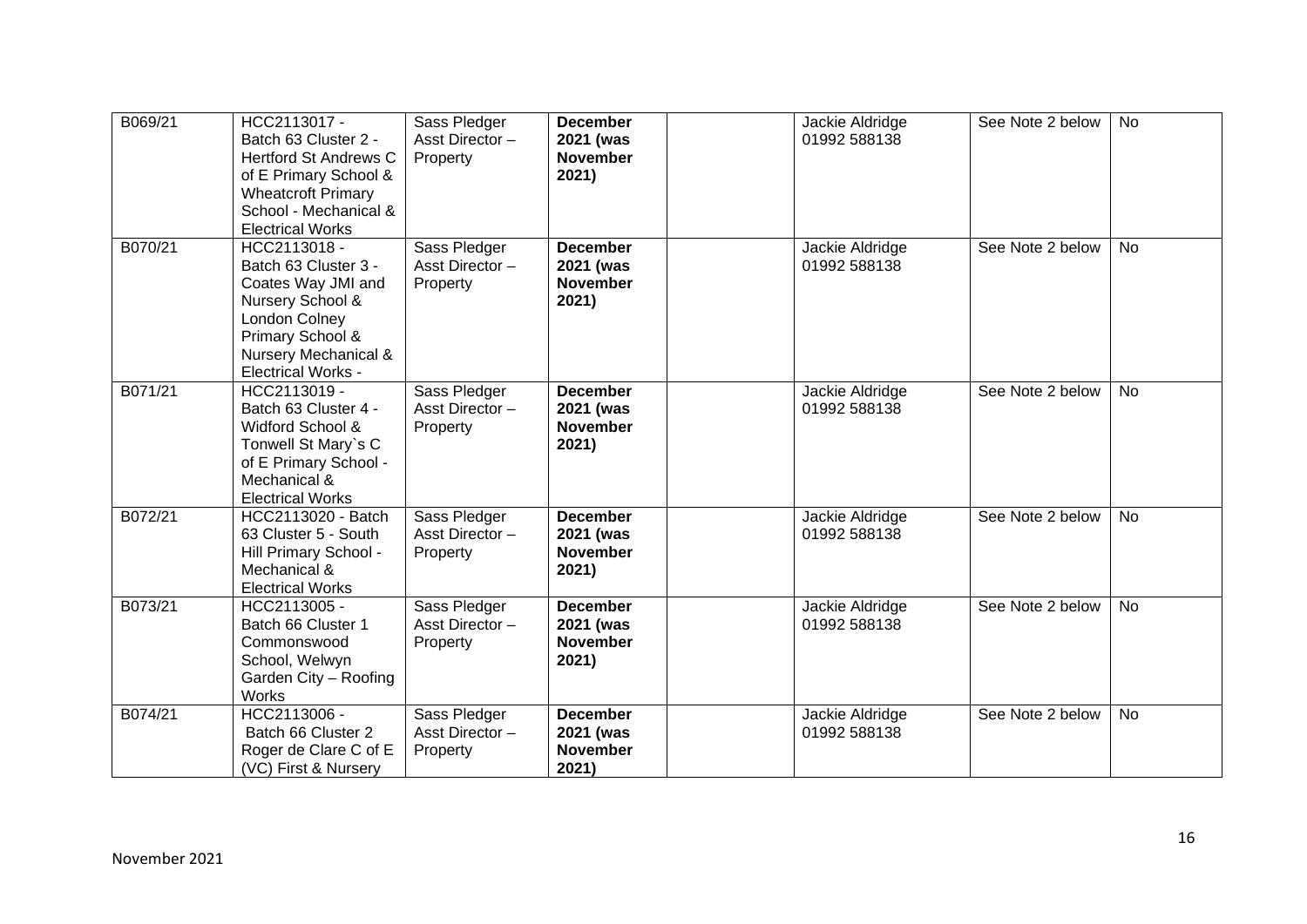| B069/21 | HCC2113017 - Batch 63 Cluster 2 - Hertford St Andrews C of E Primary School & Wheatcroft Primary School - Mechanical & Electrical Works | Sass Pledger Asst Director – Property | **December 2021 (was November 2021)** | | Jackie Aldridge 01992 588138 | See Note 2 below | No |
|---|---|---|---|---|---|---|---|
| B070/21 | HCC2113018 - Batch 63 Cluster 3 - Coates Way JMI and Nursery School & London Colney Primary School & Nursery Mechanical & Electrical Works - | Sass Pledger Asst Director – Property | **December 2021 (was November 2021)** | | Jackie Aldridge 01992 588138 | See Note 2 below | No |
| B071/21 | HCC2113019 - Batch 63 Cluster 4 - Widford School & Tonwell St Mary`s C of E Primary School - Mechanical & Electrical Works | Sass Pledger Asst Director – Property | **December 2021 (was November 2021)** | | Jackie Aldridge 01992 588138 | See Note 2 below | No |
| B072/21 | HCC2113020 - Batch 63 Cluster 5 - South Hill Primary School - Mechanical & Electrical Works | Sass Pledger Asst Director – Property | **December 2021 (was November 2021)** | | Jackie Aldridge 01992 588138 | See Note 2 below | No |
| B073/21 | HCC2113005 - Batch 66 Cluster 1 Commonswood School, Welwyn Garden City – Roofing Works | Sass Pledger Asst Director – Property | **December 2021 (was November 2021)** | | Jackie Aldridge 01992 588138 | See Note 2 below | No |
| B074/21 | HCC2113006 - Batch 66 Cluster 2 Roger de Clare C of E (VC) First & Nursery | Sass Pledger Asst Director – Property | **December 2021 (was November 2021)** | | Jackie Aldridge 01992 588138 | See Note 2 below | No |

November 2021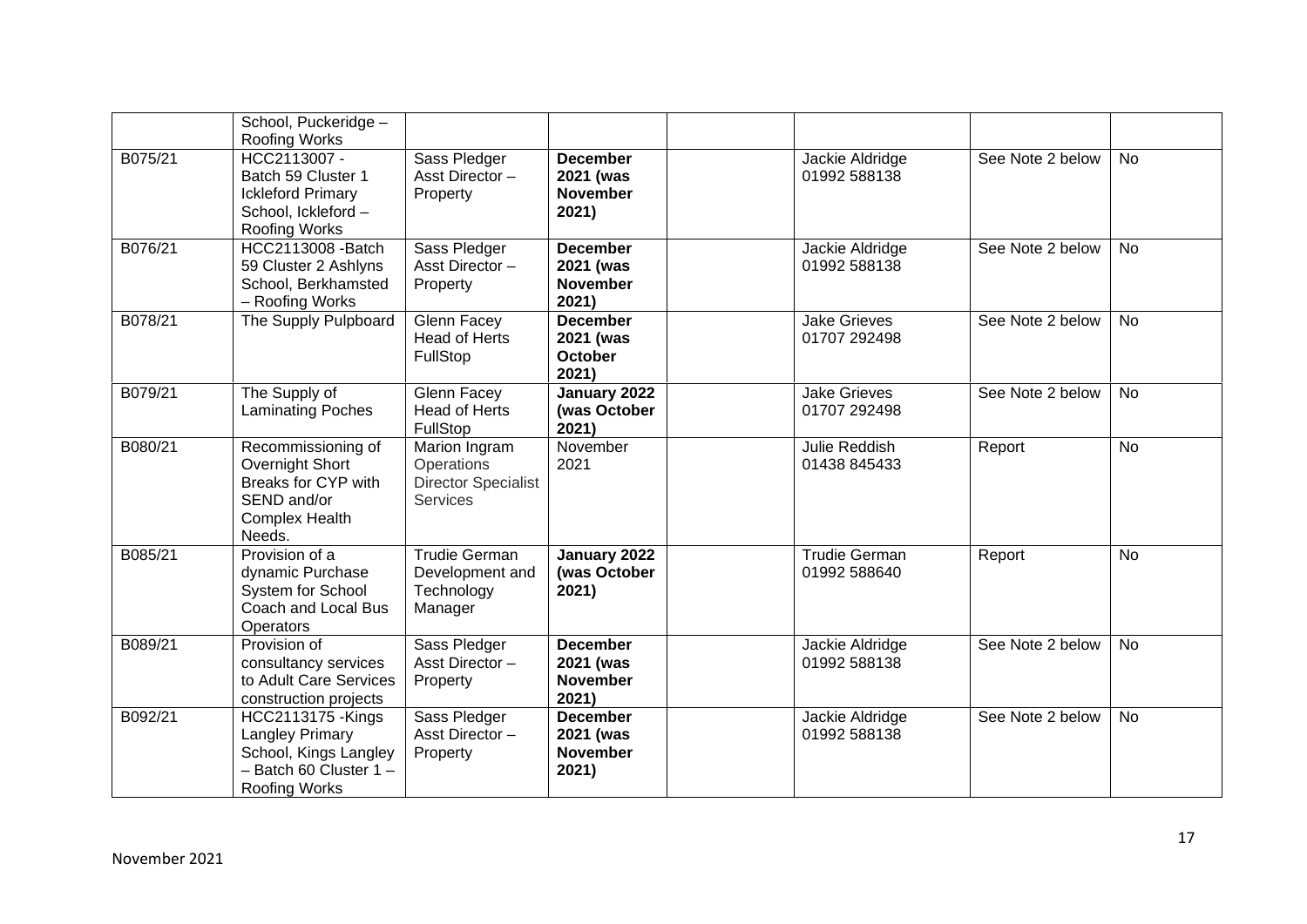| | | | | | | | |
|---|---|---|---|---|---|---|---|
| | School, Puckeridge – Roofing Works | | | | | | |
| B075/21 | HCC2113007 - Batch 59 Cluster 1 Ickleford Primary School, Ickleford – Roofing Works | Sass Pledger Asst Director – Property | **December 2021 (was November 2021)** | | Jackie Aldridge 01992 588138 | See Note 2 below | No |
| B076/21 | HCC2113008 -Batch 59 Cluster 2 Ashlyns School, Berkhamsted – Roofing Works | Sass Pledger Asst Director – Property | **December 2021 (was November 2021)** | | Jackie Aldridge 01992 588138 | See Note 2 below | No |
| B078/21 | The Supply Pulpboard | Glenn Facey Head of Herts FullStop | **December 2021 (was October 2021)** | | Jake Grieves 01707 292498 | See Note 2 below | No |
| B079/21 | The Supply of Laminating Poches | Glenn Facey Head of Herts FullStop | **January 2022 (was October 2021)** | | Jake Grieves 01707 292498 | See Note 2 below | No |
| B080/21 | Recommissioning of Overnight Short Breaks for CYP with SEND and/or Complex Health Needs. | Marion Ingram Operations Director Specialist Services | November 2021 | | Julie Reddish 01438 845433 | Report | No |
| B085/21 | Provision of a dynamic Purchase System for School Coach and Local Bus Operators | Trudie German Development and Technology Manager | **January 2022 (was October 2021)** | | Trudie German 01992 588640 | Report | No |
| B089/21 | Provision of consultancy services to Adult Care Services construction projects | Sass Pledger Asst Director – Property | **December 2021 (was November 2021)** | | Jackie Aldridge 01992 588138 | See Note 2 below | No |
| B092/21 | HCC2113175 -Kings Langley Primary School, Kings Langley – Batch 60 Cluster 1 – Roofing Works | Sass Pledger Asst Director – Property | **December 2021 (was November 2021)** | | Jackie Aldridge 01992 588138 | See Note 2 below | No |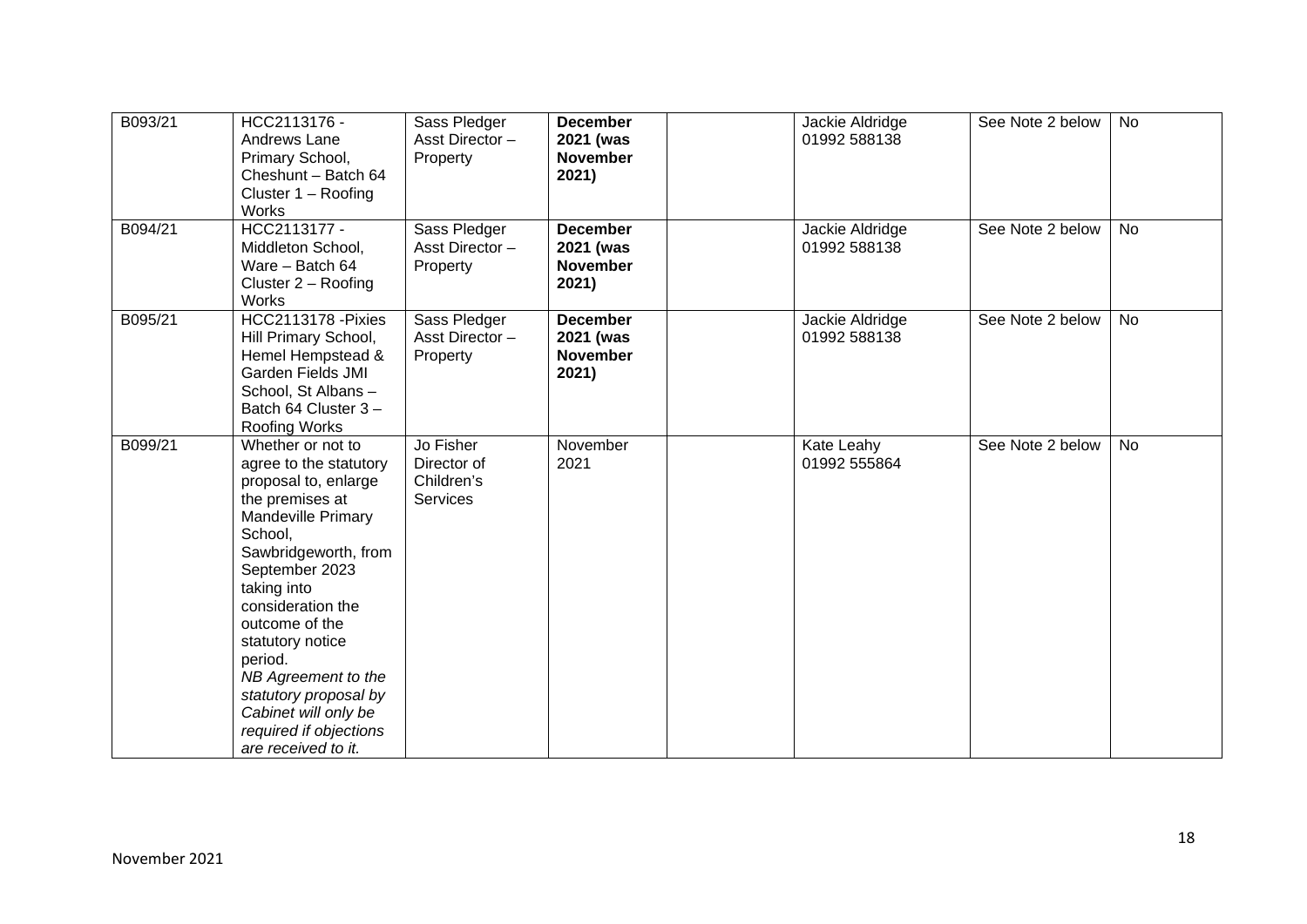| B093/21 | HCC2113176 - Andrews Lane Primary School, Cheshunt – Batch 64 Cluster 1 – Roofing Works | Sass Pledger Asst Director – Property | **December 2021 (was November 2021)** | | Jackie Aldridge 01992 588138 | See Note 2 below | No |
|---|---|---|---|---|---|---|---|
| B094/21 | HCC2113177 - Middleton School, Ware – Batch 64 Cluster 2 – Roofing Works | Sass Pledger Asst Director – Property | **December 2021 (was November 2021)** | | Jackie Aldridge 01992 588138 | See Note 2 below | No |
| B095/21 | HCC2113178 -Pixies Hill Primary School, Hemel Hempstead & Garden Fields JMI School, St Albans – Batch 64 Cluster 3 – Roofing Works | Sass Pledger Asst Director – Property | **December 2021 (was November 2021)** | | Jackie Aldridge 01992 588138 | See Note 2 below | No |
| B099/21 | Whether or not to agree to the statutory proposal to, enlarge the premises at Mandeville Primary School, Sawbridgeworth, from September 2023 taking into consideration the outcome of the statutory notice period. *NB Agreement to the statutory proposal by Cabinet will only be required if objections are received to it.* | Jo Fisher Director of Children's Services | November 2021 | | Kate Leahy 01992 555864 | See Note 2 below | No |

November 2021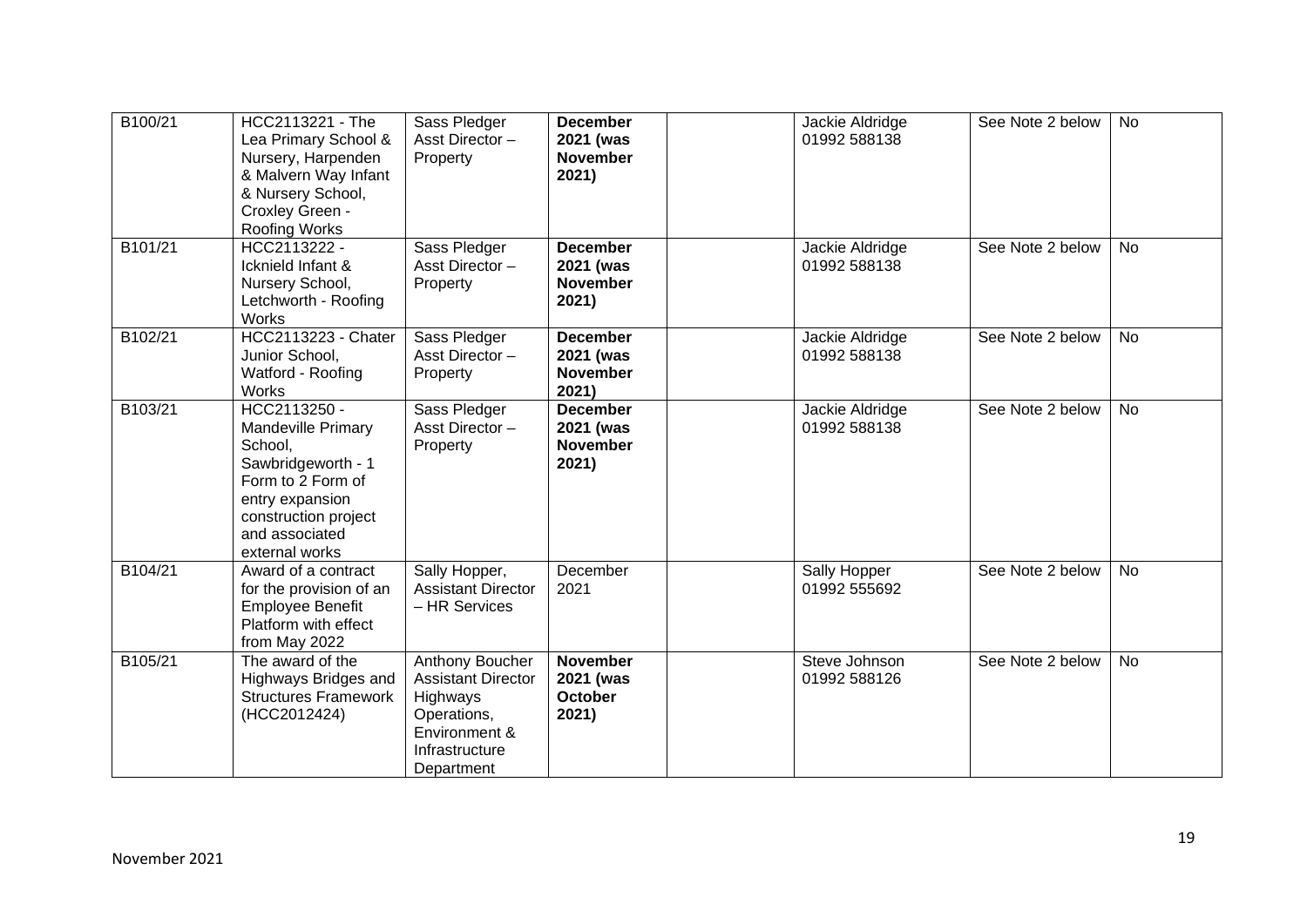| | | | | | | | |
|---|---|---|---|---|---|---|---|
| B100/21 | HCC2113221 - The Lea Primary School & Nursery, Harpenden & Malvern Way Infant & Nursery School, Croxley Green - Roofing Works | Sass Pledger Asst Director – Property | **December 2021 (was November 2021)** | | Jackie Aldridge 01992 588138 | See Note 2 below | No |
| B101/21 | HCC2113222 - Icknield Infant & Nursery School, Letchworth - Roofing Works | Sass Pledger Asst Director – Property | **December 2021 (was November 2021)** | | Jackie Aldridge 01992 588138 | See Note 2 below | No |
| B102/21 | HCC2113223 - Chater Junior School, Watford - Roofing Works | Sass Pledger Asst Director – Property | **December 2021 (was November 2021)** | | Jackie Aldridge 01992 588138 | See Note 2 below | No |
| B103/21 | HCC2113250 - Mandeville Primary School, Sawbridgeworth - 1 Form to 2 Form of entry expansion construction project and associated external works | Sass Pledger Asst Director – Property | **December 2021 (was November 2021)** | | Jackie Aldridge 01992 588138 | See Note 2 below | No |
| B104/21 | Award of a contract for the provision of an Employee Benefit Platform with effect from May 2022 | Sally Hopper, Assistant Director – HR Services | December 2021 | | Sally Hopper 01992 555692 | See Note 2 below | No |
| B105/21 | The award of the Highways Bridges and Structures Framework (HCC2012424) | Anthony Boucher Assistant Director Highways Operations, Environment & Infrastructure Department | **November 2021 (was October 2021)** | | Steve Johnson 01992 588126 | See Note 2 below | No |

November 2021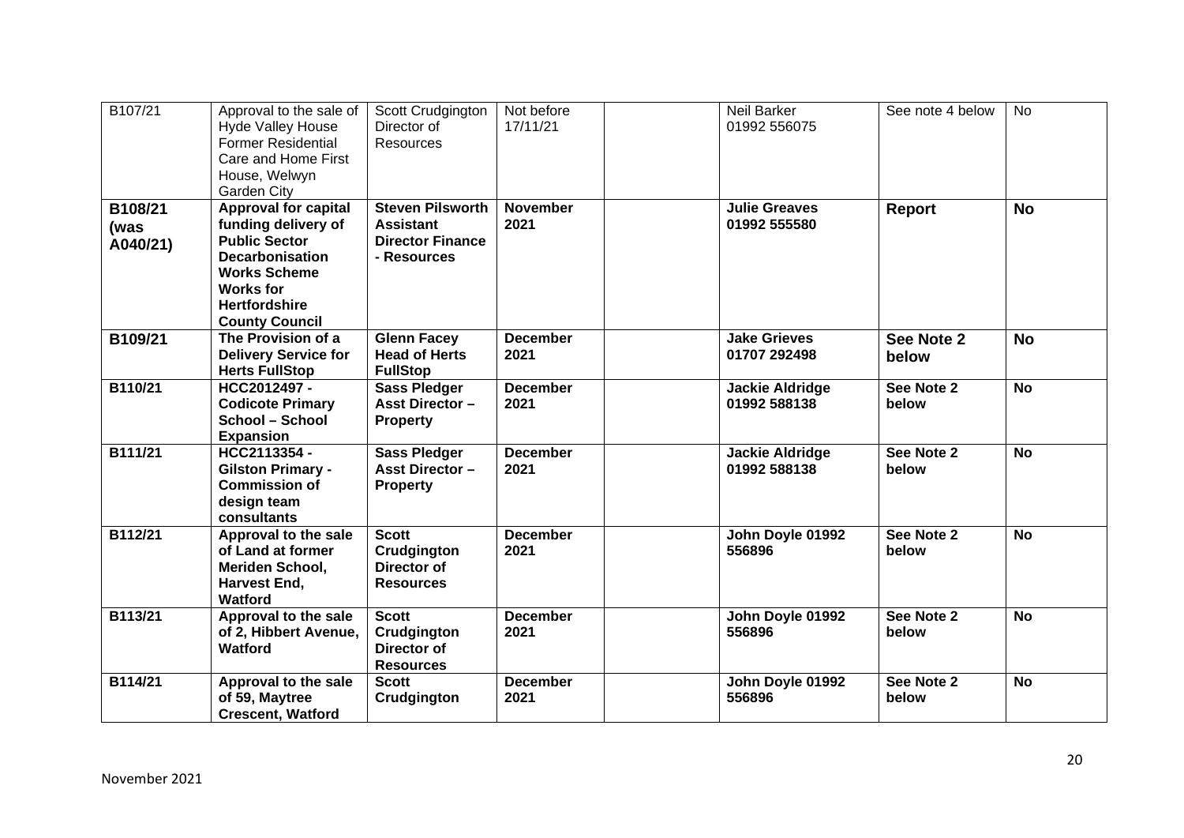| B107/21 | Approval to the sale of Hyde Valley House Former Residential Care and Home First House, Welwyn Garden City | Scott Crudgington Director of Resources | Not before 17/11/21 | | Neil Barker 01992 556075 | See note 4 below | No |
|---|---|---|---|---|---|---|---|
| **B108/21 (was A040/21)** | **Approval for capital funding delivery of Public Sector Decarbonisation Works Scheme Works for Hertfordshire County Council** | **Steven Pilsworth Assistant Director Finance - Resources** | **November 2021** | | **Julie Greaves 01992 555580** | **Report** | **No** |
| **B109/21** | **The Provision of a Delivery Service for Herts FullStop** | **Glenn Facey Head of Herts FullStop** | **December 2021** | | **Jake Grieves 01707 292498** | **See Note 2 below** | **No** |
| **B110/21** | **HCC2012497 - Codicote Primary School – School Expansion** | **Sass Pledger Asst Director – Property** | **December 2021** | | **Jackie Aldridge 01992 588138** | **See Note 2 below** | **No** |
| **B111/21** | **HCC2113354 - Gilston Primary - Commission of design team consultants** | **Sass Pledger Asst Director – Property** | **December 2021** | | **Jackie Aldridge 01992 588138** | **See Note 2 below** | **No** |
| **B112/21** | **Approval to the sale of Land at former Meriden School, Harvest End, Watford** | **Scott Crudgington Director of Resources** | **December 2021** | | **John Doyle 01992 556896** | **See Note 2 below** | **No** |
| **B113/21** | **Approval to the sale of 2, Hibbert Avenue, Watford** | **Scott Crudgington Director of Resources** | **December 2021** | | **John Doyle 01992 556896** | **See Note 2 below** | **No** |
| **B114/21** | **Approval to the sale of 59, Maytree Crescent, Watford** | **Scott Crudgington** | **December 2021** | | **John Doyle 01992 556896** | **See Note 2 below** | **No** |

November 2021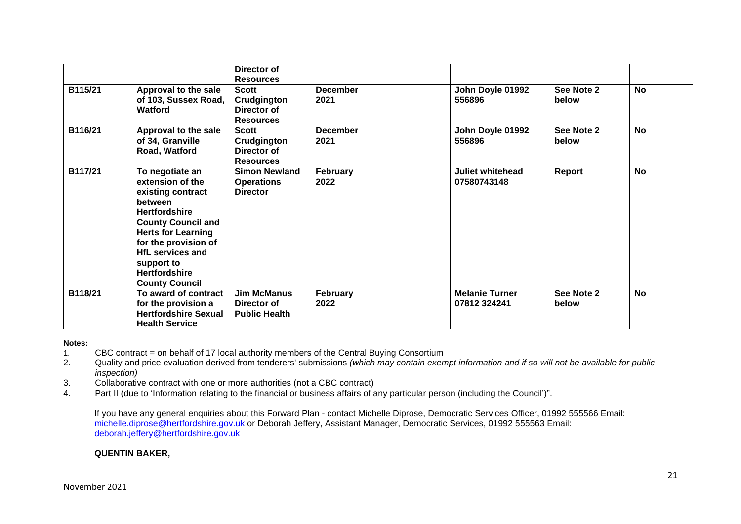| | | Director of Resources | | | | | |
|---|---|---|---|---|---|---|---|
| B115/21 | Approval to the sale of 103, Sussex Road, Watford | Scott Crudgington Director of Resources | December 2021 | | John Doyle 01992 556896 | See Note 2 below | No |
| B116/21 | Approval to the sale of 34, Granville Road, Watford | Scott Crudgington Director of Resources | December 2021 | | John Doyle 01992 556896 | See Note 2 below | No |
| B117/21 | To negotiate an extension of the existing contract between Hertfordshire County Council and Herts for Learning for the provision of HfL services and support to Hertfordshire County Council | Simon Newland Operations Director | February 2022 | | Juliet whitehead 07580743148 | Report | No |
| B118/21 | To award of contract for the provision a Hertfordshire Sexual Health Service | Jim McManus Director of Public Health | February 2022 | | Melanie Turner 07812 324241 | See Note 2 below | No |

**Notes:**

1. CBC contract = on behalf of 17 local authority members of the Central Buying Consortium
2. Quality and price evaluation derived from tenderers' submissions *(which may contain exempt information and if so will not be available for public inspection)*
3. Collaborative contract with one or more authorities (not a CBC contract)
4. Part II (due to 'Information relating to the financial or business affairs of any particular person (including the Council')".

If you have any general enquiries about this Forward Plan - contact Michelle Diprose, Democratic Services Officer, 01992 555566 Email: michelle.diprose@hertfordshire.gov.uk or Deborah Jeffery, Assistant Manager, Democratic Services, 01992 555563 Email: deborah.jeffery@hertfordshire.gov.uk

**QUENTIN BAKER,**

November 2021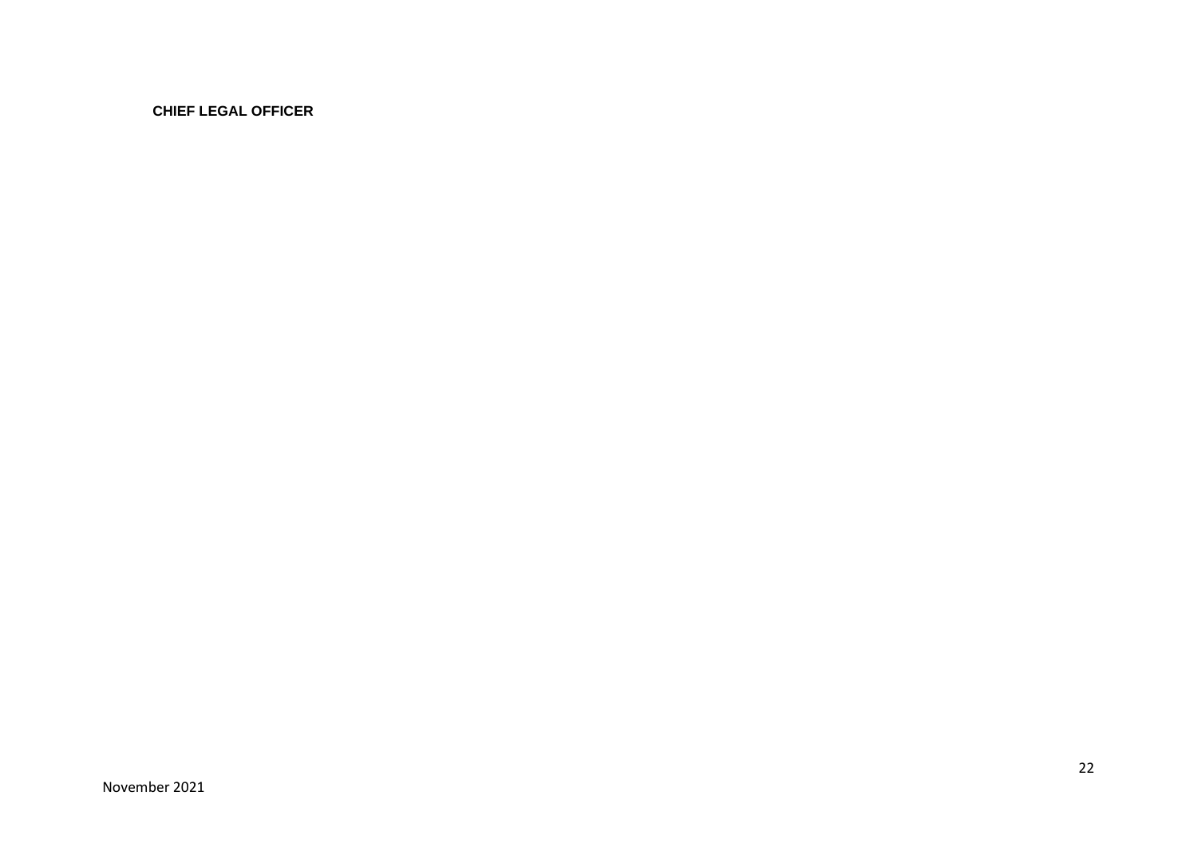**CHIEF LEGAL OFFICER**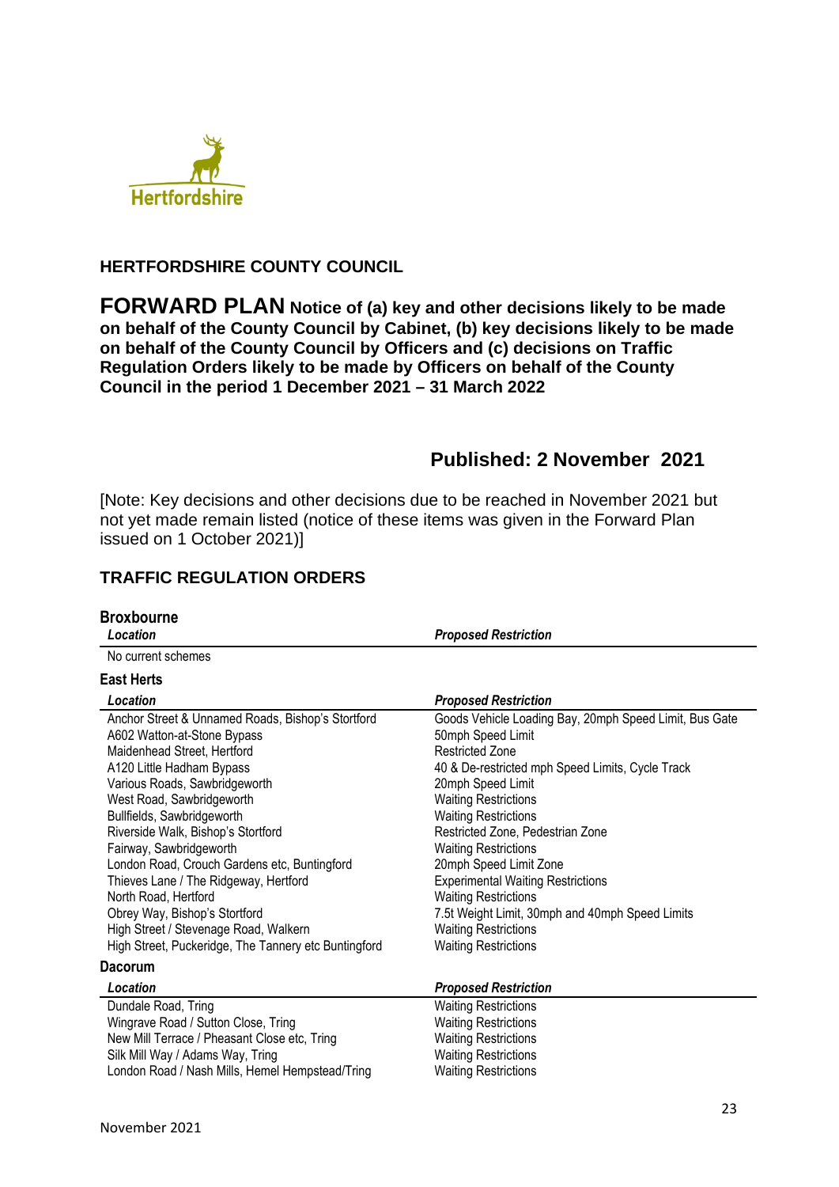**HERTFORDSHIRE COUNTY COUNCIL**

# FORWARD PLAN **Notice of (a) key and other decisions likely to be made on behalf of the County Council by Cabinet, (b) key decisions likely to be made on behalf of the County Council by Officers and (c) decisions on Traffic Regulation Orders likely to be made by Officers on behalf of the County Council in the period 1 December 2021 – 31 March 2022**

## Published: 2 November 2021

[Note: Key decisions and other decisions due to be reached in November 2021 but not yet made remain listed (notice of these items was given in the Forward Plan issued on 1 October 2021)]

## TRAFFIC REGULATION ORDERS

### Broxbourne

| *Location* | *Proposed Restriction* |
|---|---|
| No current schemes | |

### East Herts

| *Location* | *Proposed Restriction* |
|---|---|
| Anchor Street & Unnamed Roads, Bishop's Stortford | Goods Vehicle Loading Bay, 20mph Speed Limit, Bus Gate |
| A602 Watton-at-Stone Bypass | 50mph Speed Limit |
| Maidenhead Street, Hertford | Restricted Zone |
| A120 Little Hadham Bypass | 40 & De-restricted mph Speed Limits, Cycle Track |
| Various Roads, Sawbridgeworth | 20mph Speed Limit |
| West Road, Sawbridgeworth | Waiting Restrictions |
| Bullfields, Sawbridgeworth | Waiting Restrictions |
| Riverside Walk, Bishop's Stortford | Restricted Zone, Pedestrian Zone |
| Fairway, Sawbridgeworth | Waiting Restrictions |
| London Road, Crouch Gardens etc, Buntingford | 20mph Speed Limit Zone |
| Thieves Lane / The Ridgeway, Hertford | Experimental Waiting Restrictions |
| North Road, Hertford | Waiting Restrictions |
| Obrey Way, Bishop's Stortford | 7.5t Weight Limit, 30mph and 40mph Speed Limits |
| High Street / Stevenage Road, Walkern | Waiting Restrictions |
| High Street, Puckeridge, The Tannery etc Buntingford | Waiting Restrictions |

### Dacorum

| *Location* | *Proposed Restriction* |
|---|---|
| Dundale Road, Tring | Waiting Restrictions |
| Wingrave Road / Sutton Close, Tring | Waiting Restrictions |
| New Mill Terrace / Pheasant Close etc, Tring | Waiting Restrictions |
| Silk Mill Way / Adams Way, Tring | Waiting Restrictions |
| London Road / Nash Mills, Hemel Hempstead/Tring | Waiting Restrictions |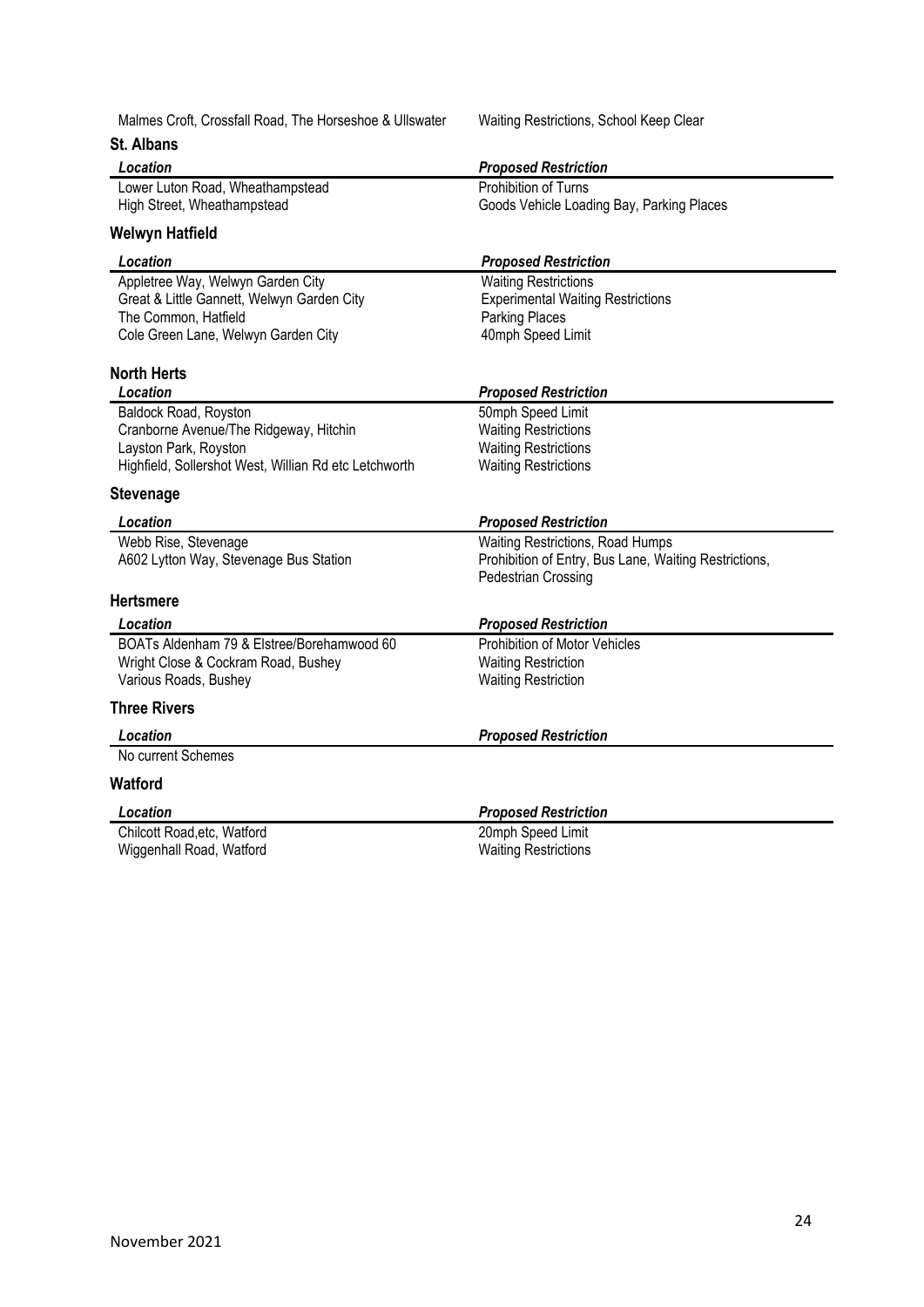| | |
|---|---|
| Malmes Croft, Crossfall Road, The Horseshoe & Ullswater | Waiting Restrictions, School Keep Clear |

### St. Albans

| *Location* | *Proposed Restriction* |
|---|---|
| Lower Luton Road, Wheathampstead | Prohibition of Turns |
| High Street, Wheathampstead | Goods Vehicle Loading Bay, Parking Places |

### Welwyn Hatfield

| *Location* | *Proposed Restriction* |
|---|---|
| Appletree Way, Welwyn Garden City | Waiting Restrictions |
| Great & Little Gannett, Welwyn Garden City | Experimental Waiting Restrictions |
| The Common, Hatfield | Parking Places |
| Cole Green Lane, Welwyn Garden City | 40mph Speed Limit |

### North Herts

| *Location* | *Proposed Restriction* |
|---|---|
| Baldock Road, Royston | 50mph Speed Limit |
| Cranborne Avenue/The Ridgeway, Hitchin | Waiting Restrictions |
| Layston Park, Royston | Waiting Restrictions |
| Highfield, Sollershot West, Willian Rd etc Letchworth | Waiting Restrictions |

### Stevenage

| *Location* | *Proposed Restriction* |
|---|---|
| Webb Rise, Stevenage | Waiting Restrictions, Road Humps |
| A602 Lytton Way, Stevenage Bus Station | Prohibition of Entry, Bus Lane, Waiting Restrictions, Pedestrian Crossing |

### Hertsmere

| *Location* | *Proposed Restriction* |
|---|---|
| BOATs Aldenham 79 & Elstree/Borehamwood 60 | Prohibition of Motor Vehicles |
| Wright Close & Cockram Road, Bushey | Waiting Restriction |
| Various Roads, Bushey | Waiting Restriction |

### Three Rivers

| *Location* | *Proposed Restriction* |
|---|---|
| No current Schemes | |

### Watford

| *Location* | *Proposed Restriction* |
|---|---|
| Chilcott Road,etc, Watford | 20mph Speed Limit |
| Wiggenhall Road, Watford | Waiting Restrictions |

November 2021